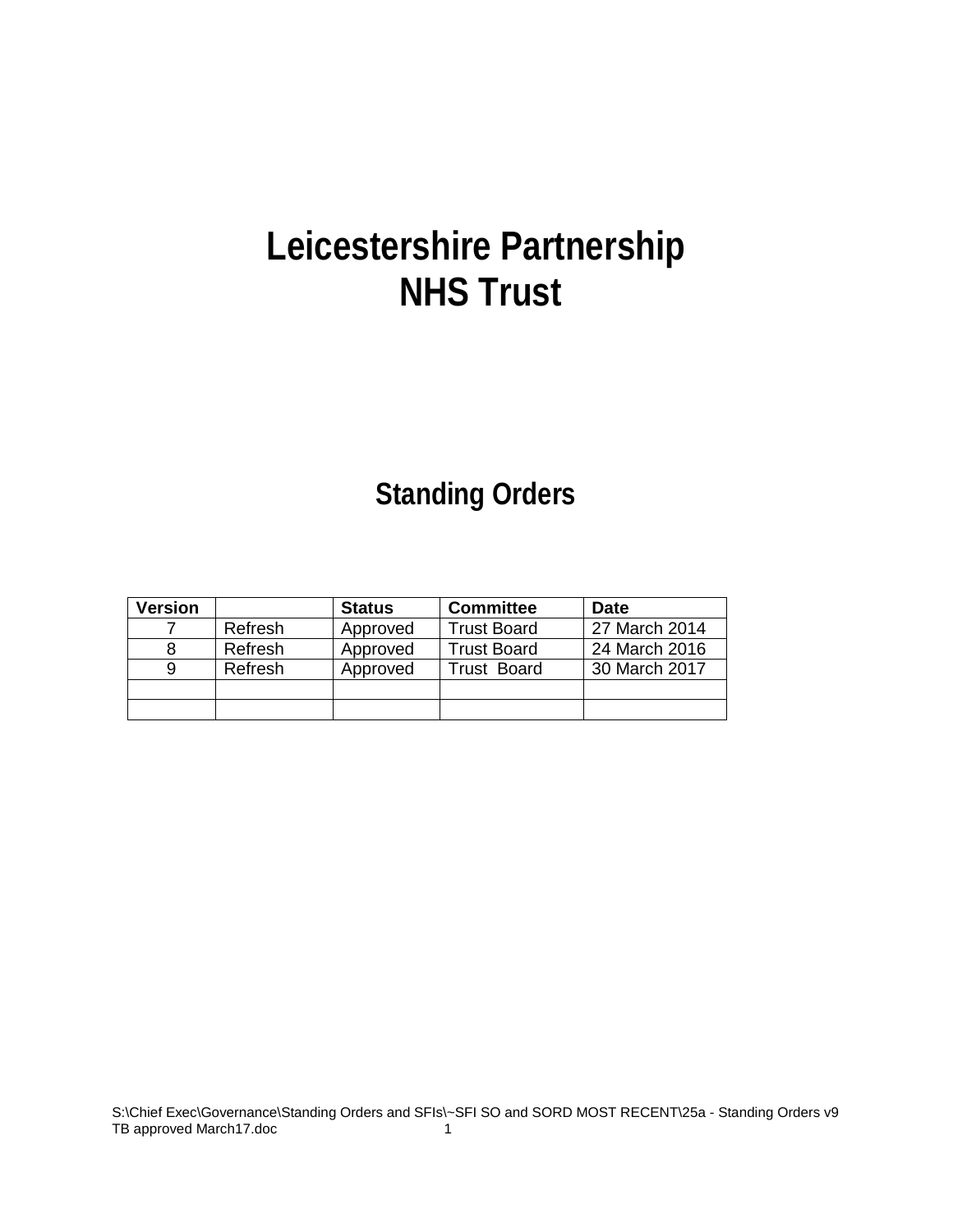# Leicestershire Partnership NHS Trust

## Standing Orders

| Version | | Status | Committee | Date |
|---|---|---|---|---|
| 7 | Refresh | Approved | Trust Board | 27 March 2014 |
| 8 | Refresh | Approved | Trust Board | 24 March 2016 |
| 9 | Refresh | Approved | Trust Board | 30 March 2017 |
| | | | | |
| | | | | |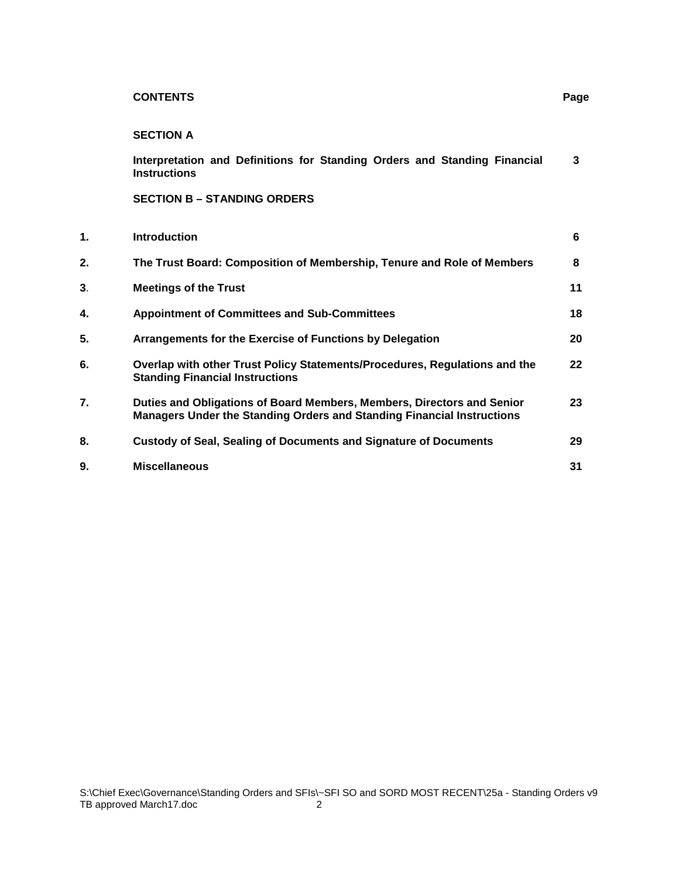**CONTENTS** **Page**

**SECTION A**

| | | |
|---|---|---|
| | **Interpretation and Definitions for Standing Orders and Standing Financial Instructions** | **3** |
| | **SECTION B – STANDING ORDERS** | |
| **1.** | **Introduction** | **6** |
| **2.** | **The Trust Board: Composition of Membership, Tenure and Role of Members** | **8** |
| **3**. | **Meetings of the Trust** | **11** |
| **4.** | **Appointment of Committees and Sub-Committees** | **18** |
| **5.** | **Arrangements for the Exercise of Functions by Delegation** | **20** |
| **6.** | **Overlap with other Trust Policy Statements/Procedures, Regulations and the Standing Financial Instructions** | **22** |
| **7.** | **Duties and Obligations of Board Members, Members, Directors and Senior Managers Under the Standing Orders and Standing Financial Instructions** | **23** |
| **8.** | **Custody of Seal, Sealing of Documents and Signature of Documents** | **29** |
| **9.** | **Miscellaneous** | **31** |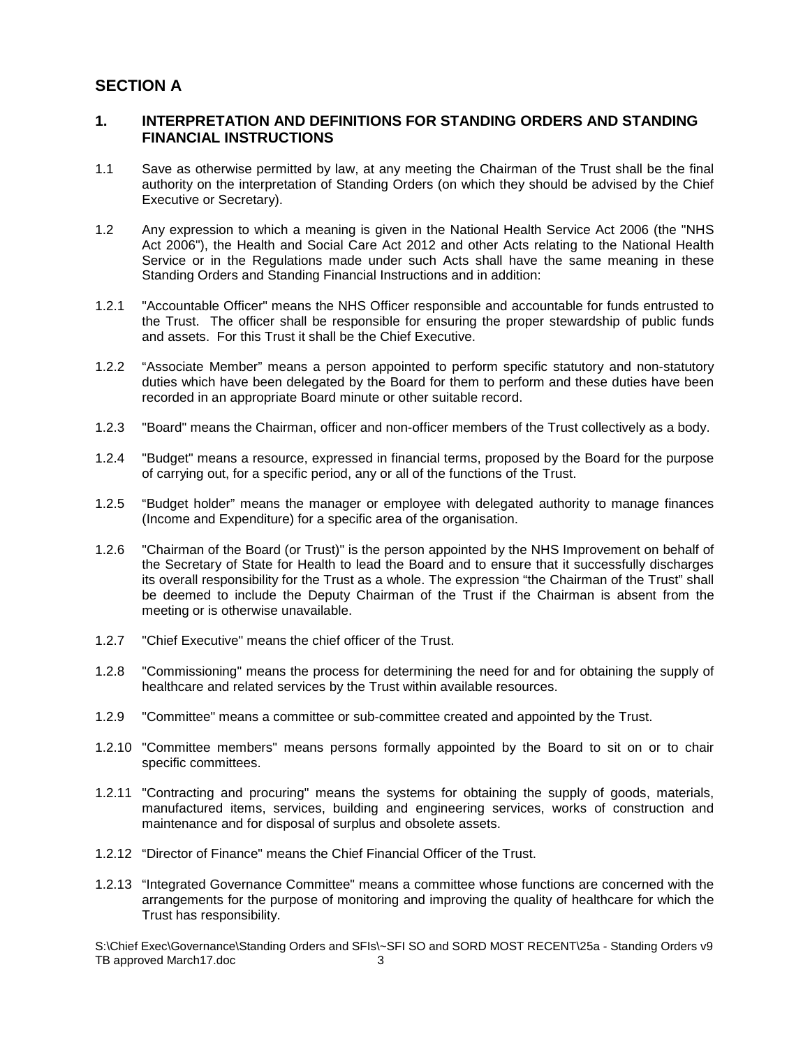## SECTION A

### 1. INTERPRETATION AND DEFINITIONS FOR STANDING ORDERS AND STANDING FINANCIAL INSTRUCTIONS

1.1 Save as otherwise permitted by law, at any meeting the Chairman of the Trust shall be the final authority on the interpretation of Standing Orders (on which they should be advised by the Chief Executive or Secretary).

1.2 Any expression to which a meaning is given in the National Health Service Act 2006 (the "NHS Act 2006"), the Health and Social Care Act 2012 and other Acts relating to the National Health Service or in the Regulations made under such Acts shall have the same meaning in these Standing Orders and Standing Financial Instructions and in addition:

1.2.1 "Accountable Officer" means the NHS Officer responsible and accountable for funds entrusted to the Trust. The officer shall be responsible for ensuring the proper stewardship of public funds and assets. For this Trust it shall be the Chief Executive.

1.2.2 "Associate Member" means a person appointed to perform specific statutory and non-statutory duties which have been delegated by the Board for them to perform and these duties have been recorded in an appropriate Board minute or other suitable record.

1.2.3 "Board" means the Chairman, officer and non-officer members of the Trust collectively as a body.

1.2.4 "Budget" means a resource, expressed in financial terms, proposed by the Board for the purpose of carrying out, for a specific period, any or all of the functions of the Trust.

1.2.5 "Budget holder" means the manager or employee with delegated authority to manage finances (Income and Expenditure) for a specific area of the organisation.

1.2.6 "Chairman of the Board (or Trust)" is the person appointed by the NHS Improvement on behalf of the Secretary of State for Health to lead the Board and to ensure that it successfully discharges its overall responsibility for the Trust as a whole. The expression "the Chairman of the Trust" shall be deemed to include the Deputy Chairman of the Trust if the Chairman is absent from the meeting or is otherwise unavailable.

1.2.7 "Chief Executive" means the chief officer of the Trust.

1.2.8 "Commissioning" means the process for determining the need for and for obtaining the supply of healthcare and related services by the Trust within available resources.

1.2.9 "Committee" means a committee or sub-committee created and appointed by the Trust.

1.2.10 "Committee members" means persons formally appointed by the Board to sit on or to chair specific committees.

1.2.11 "Contracting and procuring" means the systems for obtaining the supply of goods, materials, manufactured items, services, building and engineering services, works of construction and maintenance and for disposal of surplus and obsolete assets.

1.2.12 "Director of Finance" means the Chief Financial Officer of the Trust.

1.2.13 "Integrated Governance Committee" means a committee whose functions are concerned with the arrangements for the purpose of monitoring and improving the quality of healthcare for which the Trust has responsibility.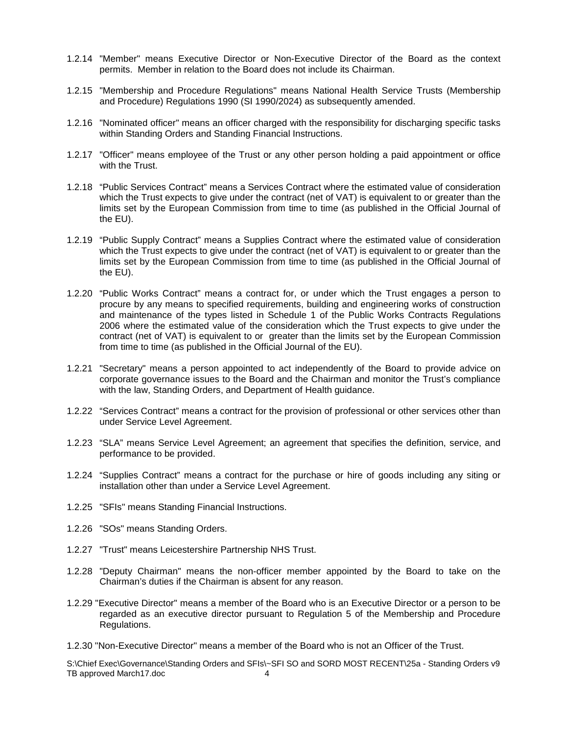1.2.14 "Member" means Executive Director or Non-Executive Director of the Board as the context permits. Member in relation to the Board does not include its Chairman.

1.2.15 "Membership and Procedure Regulations" means National Health Service Trusts (Membership and Procedure) Regulations 1990 (SI 1990/2024) as subsequently amended.

1.2.16 "Nominated officer" means an officer charged with the responsibility for discharging specific tasks within Standing Orders and Standing Financial Instructions.

1.2.17 "Officer" means employee of the Trust or any other person holding a paid appointment or office with the Trust.

1.2.18 "Public Services Contract" means a Services Contract where the estimated value of consideration which the Trust expects to give under the contract (net of VAT) is equivalent to or greater than the limits set by the European Commission from time to time (as published in the Official Journal of the EU).

1.2.19 "Public Supply Contract" means a Supplies Contract where the estimated value of consideration which the Trust expects to give under the contract (net of VAT) is equivalent to or greater than the limits set by the European Commission from time to time (as published in the Official Journal of the EU).

1.2.20 "Public Works Contract" means a contract for, or under which the Trust engages a person to procure by any means to specified requirements, building and engineering works of construction and maintenance of the types listed in Schedule 1 of the Public Works Contracts Regulations 2006 where the estimated value of the consideration which the Trust expects to give under the contract (net of VAT) is equivalent to or greater than the limits set by the European Commission from time to time (as published in the Official Journal of the EU).

1.2.21 "Secretary" means a person appointed to act independently of the Board to provide advice on corporate governance issues to the Board and the Chairman and monitor the Trust's compliance with the law, Standing Orders, and Department of Health guidance.

1.2.22 "Services Contract" means a contract for the provision of professional or other services other than under Service Level Agreement.

1.2.23 "SLA" means Service Level Agreement; an agreement that specifies the definition, service, and performance to be provided.

1.2.24 "Supplies Contract" means a contract for the purchase or hire of goods including any siting or installation other than under a Service Level Agreement.

1.2.25 "SFIs" means Standing Financial Instructions.

1.2.26 "SOs" means Standing Orders.

1.2.27 "Trust" means Leicestershire Partnership NHS Trust.

1.2.28 "Deputy Chairman" means the non-officer member appointed by the Board to take on the Chairman's duties if the Chairman is absent for any reason.

1.2.29 "Executive Director" means a member of the Board who is an Executive Director or a person to be regarded as an executive director pursuant to Regulation 5 of the Membership and Procedure Regulations.

1.2.30 "Non-Executive Director" means a member of the Board who is not an Officer of the Trust.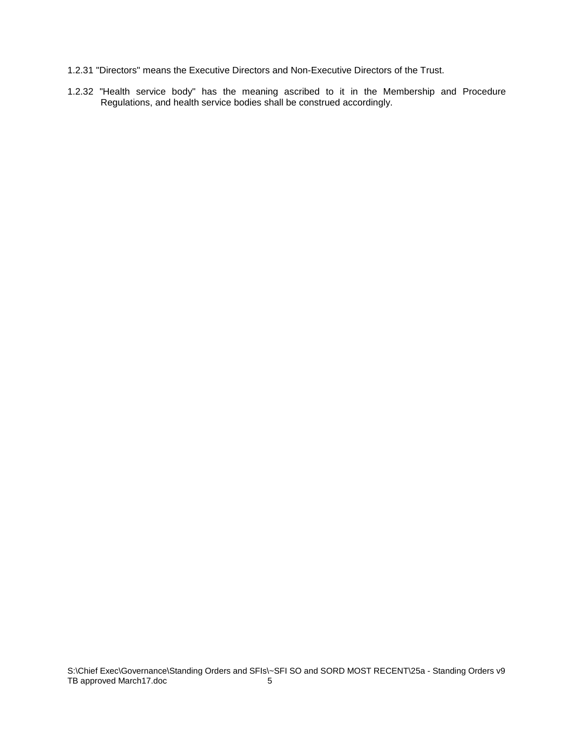1.2.31 "Directors" means the Executive Directors and Non-Executive Directors of the Trust.

1.2.32 "Health service body" has the meaning ascribed to it in the Membership and Procedure Regulations, and health service bodies shall be construed accordingly.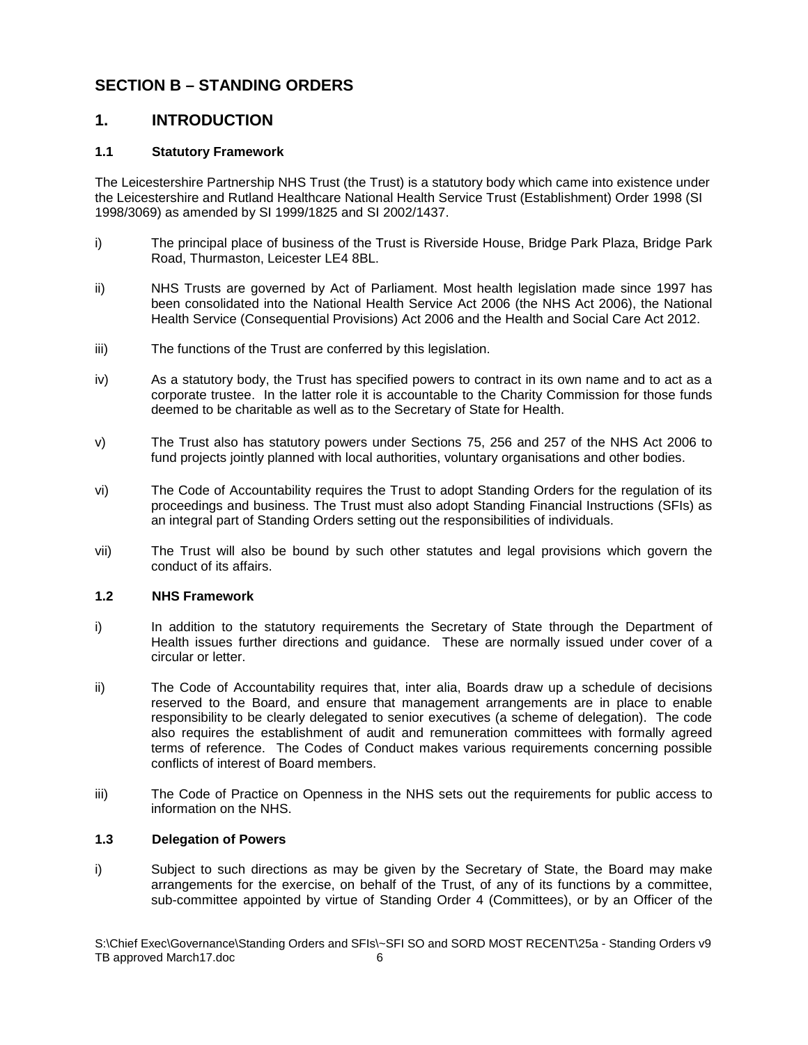## SECTION B – STANDING ORDERS

## 1. INTRODUCTION

### 1.1 Statutory Framework

The Leicestershire Partnership NHS Trust (the Trust) is a statutory body which came into existence under the Leicestershire and Rutland Healthcare National Health Service Trust (Establishment) Order 1998 (SI 1998/3069) as amended by SI 1999/1825 and SI 2002/1437.

i) The principal place of business of the Trust is Riverside House, Bridge Park Plaza, Bridge Park Road, Thurmaston, Leicester LE4 8BL.

ii) NHS Trusts are governed by Act of Parliament. Most health legislation made since 1997 has been consolidated into the National Health Service Act 2006 (the NHS Act 2006), the National Health Service (Consequential Provisions) Act 2006 and the Health and Social Care Act 2012.

iii) The functions of the Trust are conferred by this legislation.

iv) As a statutory body, the Trust has specified powers to contract in its own name and to act as a corporate trustee. In the latter role it is accountable to the Charity Commission for those funds deemed to be charitable as well as to the Secretary of State for Health.

v) The Trust also has statutory powers under Sections 75, 256 and 257 of the NHS Act 2006 to fund projects jointly planned with local authorities, voluntary organisations and other bodies.

vi) The Code of Accountability requires the Trust to adopt Standing Orders for the regulation of its proceedings and business. The Trust must also adopt Standing Financial Instructions (SFIs) as an integral part of Standing Orders setting out the responsibilities of individuals.

vii) The Trust will also be bound by such other statutes and legal provisions which govern the conduct of its affairs.

### 1.2 NHS Framework

i) In addition to the statutory requirements the Secretary of State through the Department of Health issues further directions and guidance. These are normally issued under cover of a circular or letter.

ii) The Code of Accountability requires that, inter alia, Boards draw up a schedule of decisions reserved to the Board, and ensure that management arrangements are in place to enable responsibility to be clearly delegated to senior executives (a scheme of delegation). The code also requires the establishment of audit and remuneration committees with formally agreed terms of reference. The Codes of Conduct makes various requirements concerning possible conflicts of interest of Board members.

iii) The Code of Practice on Openness in the NHS sets out the requirements for public access to information on the NHS.

### 1.3 Delegation of Powers

i) Subject to such directions as may be given by the Secretary of State, the Board may make arrangements for the exercise, on behalf of the Trust, of any of its functions by a committee, sub-committee appointed by virtue of Standing Order 4 (Committees), or by an Officer of the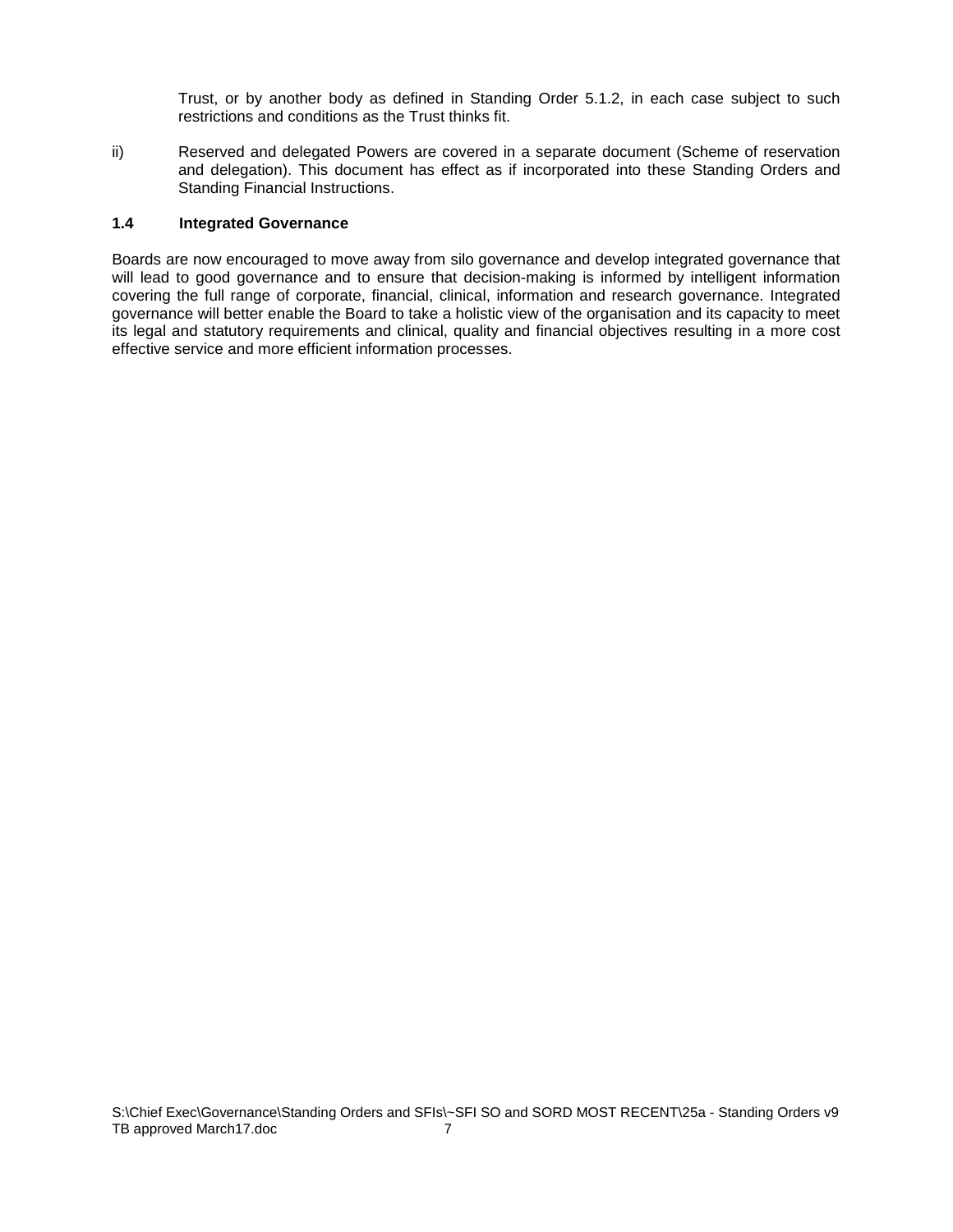Trust, or by another body as defined in Standing Order 5.1.2, in each case subject to such restrictions and conditions as the Trust thinks fit.

ii) Reserved and delegated Powers are covered in a separate document (Scheme of reservation and delegation). This document has effect as if incorporated into these Standing Orders and Standing Financial Instructions.

### 1.4 Integrated Governance

Boards are now encouraged to move away from silo governance and develop integrated governance that will lead to good governance and to ensure that decision-making is informed by intelligent information covering the full range of corporate, financial, clinical, information and research governance. Integrated governance will better enable the Board to take a holistic view of the organisation and its capacity to meet its legal and statutory requirements and clinical, quality and financial objectives resulting in a more cost effective service and more efficient information processes.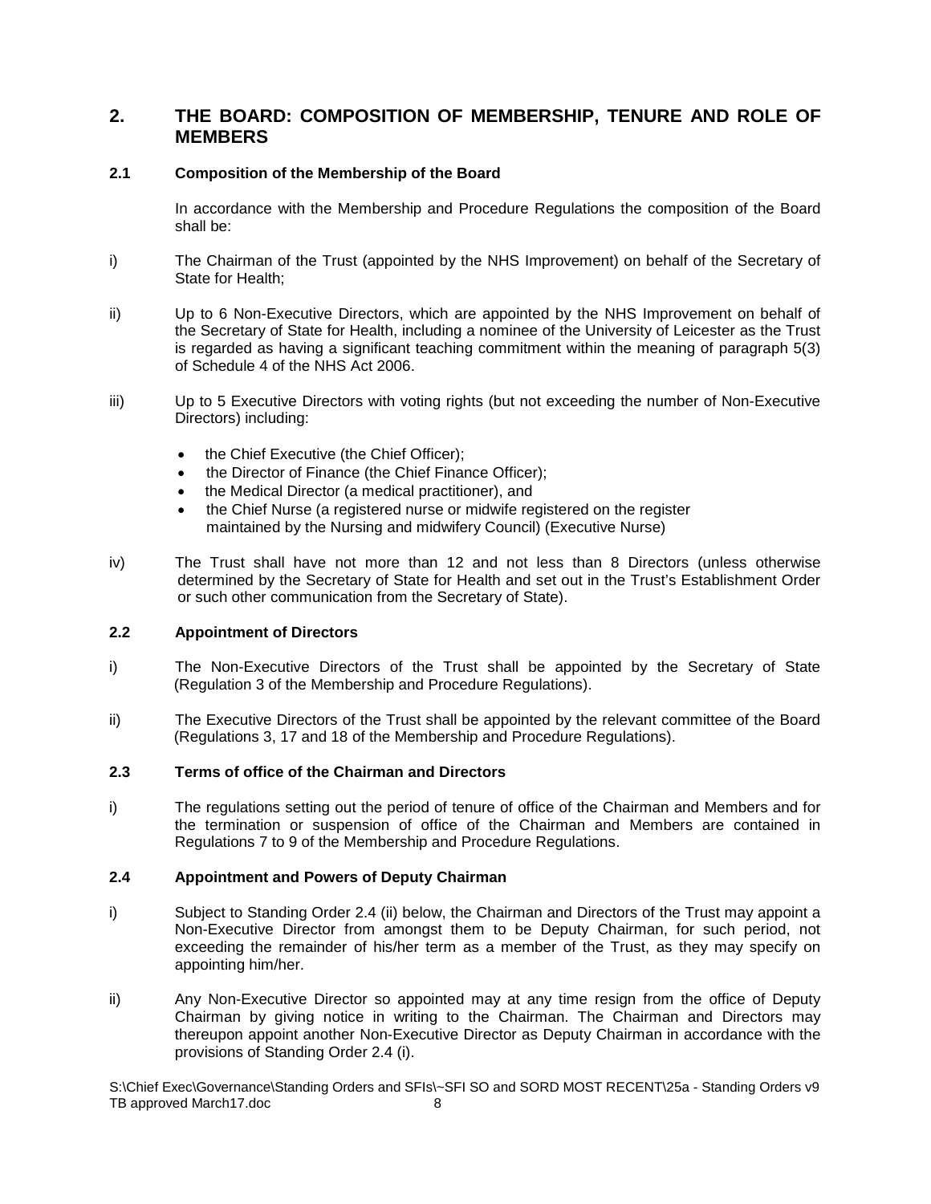## 2. THE BOARD: COMPOSITION OF MEMBERSHIP, TENURE AND ROLE OF MEMBERS

### 2.1 Composition of the Membership of the Board

In accordance with the Membership and Procedure Regulations the composition of the Board shall be:

i) The Chairman of the Trust (appointed by the NHS Improvement) on behalf of the Secretary of State for Health;

ii) Up to 6 Non-Executive Directors, which are appointed by the NHS Improvement on behalf of the Secretary of State for Health, including a nominee of the University of Leicester as the Trust is regarded as having a significant teaching commitment within the meaning of paragraph 5(3) of Schedule 4 of the NHS Act 2006.

iii) Up to 5 Executive Directors with voting rights (but not exceeding the number of Non-Executive Directors) including:

- the Chief Executive (the Chief Officer);
- the Director of Finance (the Chief Finance Officer);
- the Medical Director (a medical practitioner), and
- the Chief Nurse (a registered nurse or midwife registered on the register maintained by the Nursing and midwifery Council) (Executive Nurse)

iv) The Trust shall have not more than 12 and not less than 8 Directors (unless otherwise determined by the Secretary of State for Health and set out in the Trust's Establishment Order or such other communication from the Secretary of State).

### 2.2 Appointment of Directors

i) The Non-Executive Directors of the Trust shall be appointed by the Secretary of State (Regulation 3 of the Membership and Procedure Regulations).

ii) The Executive Directors of the Trust shall be appointed by the relevant committee of the Board (Regulations 3, 17 and 18 of the Membership and Procedure Regulations).

### 2.3 Terms of office of the Chairman and Directors

i) The regulations setting out the period of tenure of office of the Chairman and Members and for the termination or suspension of office of the Chairman and Members are contained in Regulations 7 to 9 of the Membership and Procedure Regulations.

### 2.4 Appointment and Powers of Deputy Chairman

i) Subject to Standing Order 2.4 (ii) below, the Chairman and Directors of the Trust may appoint a Non-Executive Director from amongst them to be Deputy Chairman, for such period, not exceeding the remainder of his/her term as a member of the Trust, as they may specify on appointing him/her.

ii) Any Non-Executive Director so appointed may at any time resign from the office of Deputy Chairman by giving notice in writing to the Chairman. The Chairman and Directors may thereupon appoint another Non-Executive Director as Deputy Chairman in accordance with the provisions of Standing Order 2.4 (i).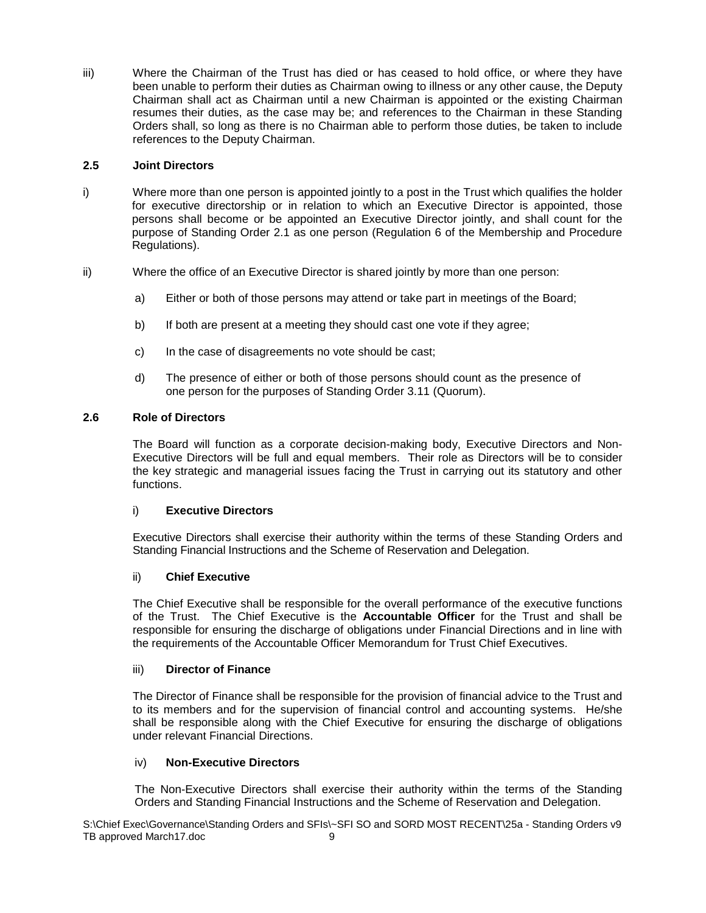iii) Where the Chairman of the Trust has died or has ceased to hold office, or where they have been unable to perform their duties as Chairman owing to illness or any other cause, the Deputy Chairman shall act as Chairman until a new Chairman is appointed or the existing Chairman resumes their duties, as the case may be; and references to the Chairman in these Standing Orders shall, so long as there is no Chairman able to perform those duties, be taken to include references to the Deputy Chairman.

### 2.5 Joint Directors

i) Where more than one person is appointed jointly to a post in the Trust which qualifies the holder for executive directorship or in relation to which an Executive Director is appointed, those persons shall become or be appointed an Executive Director jointly, and shall count for the purpose of Standing Order 2.1 as one person (Regulation 6 of the Membership and Procedure Regulations).

ii) Where the office of an Executive Director is shared jointly by more than one person:

a) Either or both of those persons may attend or take part in meetings of the Board;

b) If both are present at a meeting they should cast one vote if they agree;

c) In the case of disagreements no vote should be cast;

d) The presence of either or both of those persons should count as the presence of one person for the purposes of Standing Order 3.11 (Quorum).

### 2.6 Role of Directors

The Board will function as a corporate decision-making body, Executive Directors and Non-Executive Directors will be full and equal members. Their role as Directors will be to consider the key strategic and managerial issues facing the Trust in carrying out its statutory and other functions.

i) **Executive Directors**

Executive Directors shall exercise their authority within the terms of these Standing Orders and Standing Financial Instructions and the Scheme of Reservation and Delegation.

ii) **Chief Executive**

The Chief Executive shall be responsible for the overall performance of the executive functions of the Trust. The Chief Executive is the **Accountable Officer** for the Trust and shall be responsible for ensuring the discharge of obligations under Financial Directions and in line with the requirements of the Accountable Officer Memorandum for Trust Chief Executives.

iii) **Director of Finance**

The Director of Finance shall be responsible for the provision of financial advice to the Trust and to its members and for the supervision of financial control and accounting systems. He/she shall be responsible along with the Chief Executive for ensuring the discharge of obligations under relevant Financial Directions.

iv) **Non-Executive Directors**

The Non-Executive Directors shall exercise their authority within the terms of the Standing Orders and Standing Financial Instructions and the Scheme of Reservation and Delegation.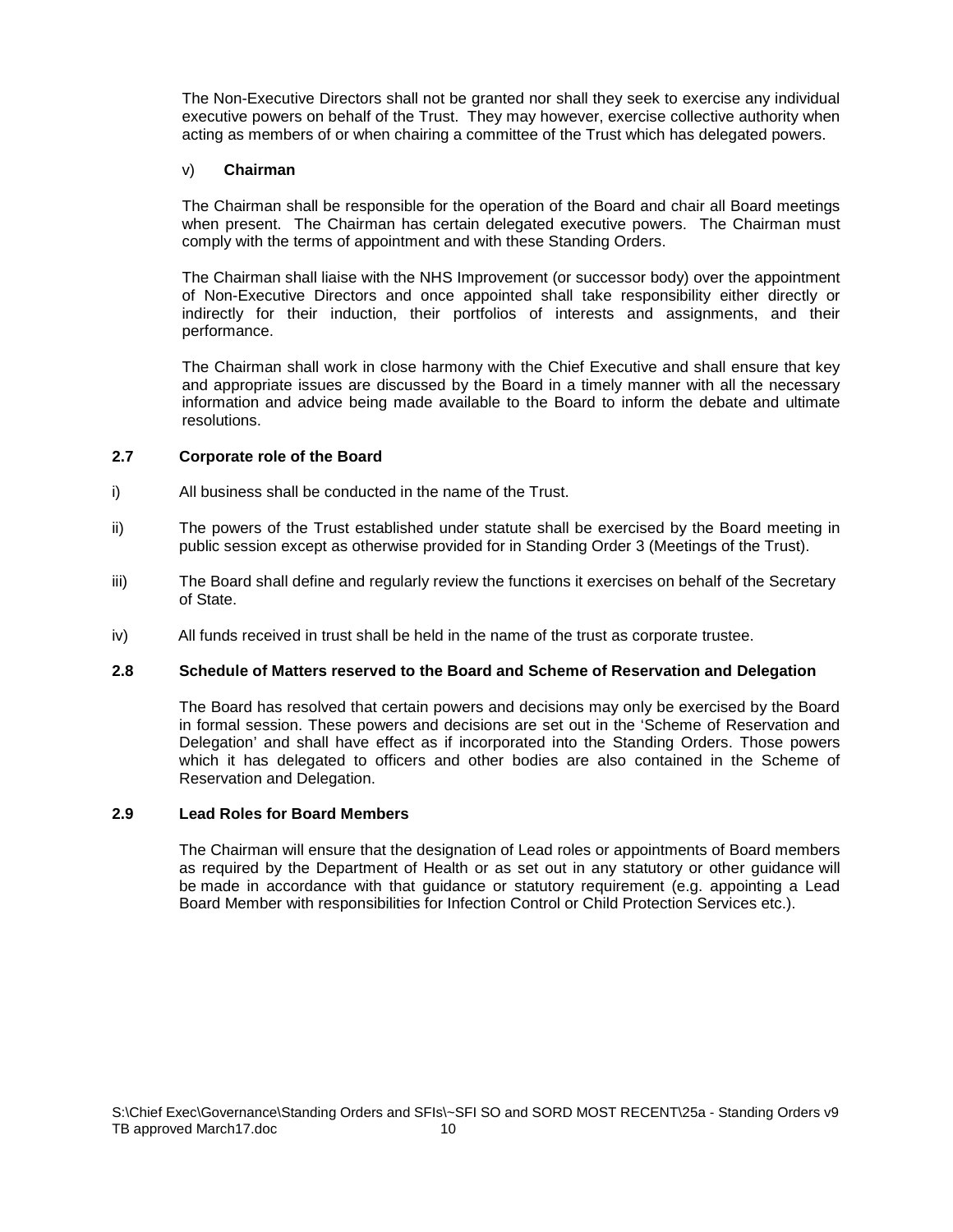The Non-Executive Directors shall not be granted nor shall they seek to exercise any individual executive powers on behalf of the Trust. They may however, exercise collective authority when acting as members of or when chairing a committee of the Trust which has delegated powers.

v) **Chairman**

The Chairman shall be responsible for the operation of the Board and chair all Board meetings when present. The Chairman has certain delegated executive powers. The Chairman must comply with the terms of appointment and with these Standing Orders.

The Chairman shall liaise with the NHS Improvement (or successor body) over the appointment of Non-Executive Directors and once appointed shall take responsibility either directly or indirectly for their induction, their portfolios of interests and assignments, and their performance.

The Chairman shall work in close harmony with the Chief Executive and shall ensure that key and appropriate issues are discussed by the Board in a timely manner with all the necessary information and advice being made available to the Board to inform the debate and ultimate resolutions.

### 2.7 Corporate role of the Board

i) All business shall be conducted in the name of the Trust.

ii) The powers of the Trust established under statute shall be exercised by the Board meeting in public session except as otherwise provided for in Standing Order 3 (Meetings of the Trust).

iii) The Board shall define and regularly review the functions it exercises on behalf of the Secretary of State.

iv) All funds received in trust shall be held in the name of the trust as corporate trustee.

### 2.8 Schedule of Matters reserved to the Board and Scheme of Reservation and Delegation

The Board has resolved that certain powers and decisions may only be exercised by the Board in formal session. These powers and decisions are set out in the 'Scheme of Reservation and Delegation' and shall have effect as if incorporated into the Standing Orders. Those powers which it has delegated to officers and other bodies are also contained in the Scheme of Reservation and Delegation.

### 2.9 Lead Roles for Board Members

The Chairman will ensure that the designation of Lead roles or appointments of Board members as required by the Department of Health or as set out in any statutory or other guidance will be made in accordance with that guidance or statutory requirement (e.g. appointing a Lead Board Member with responsibilities for Infection Control or Child Protection Services etc.).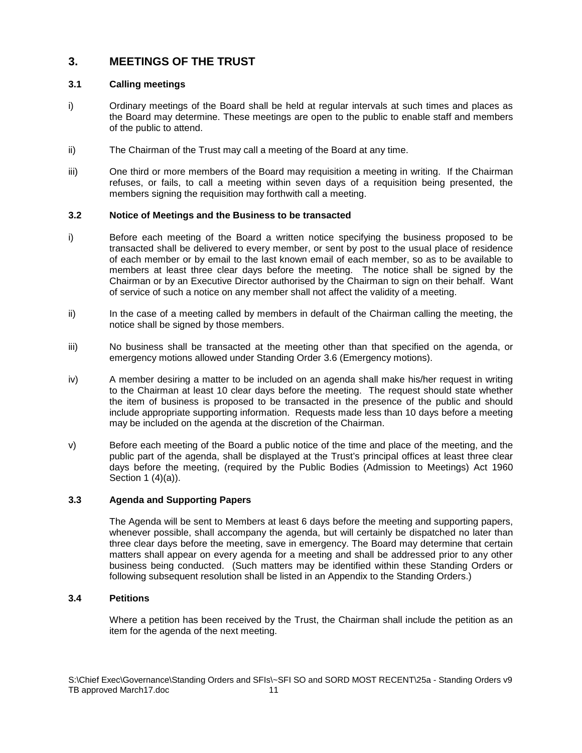## 3. MEETINGS OF THE TRUST

### 3.1 Calling meetings

i) Ordinary meetings of the Board shall be held at regular intervals at such times and places as the Board may determine. These meetings are open to the public to enable staff and members of the public to attend.

ii) The Chairman of the Trust may call a meeting of the Board at any time.

iii) One third or more members of the Board may requisition a meeting in writing. If the Chairman refuses, or fails, to call a meeting within seven days of a requisition being presented, the members signing the requisition may forthwith call a meeting.

### 3.2 Notice of Meetings and the Business to be transacted

i) Before each meeting of the Board a written notice specifying the business proposed to be transacted shall be delivered to every member, or sent by post to the usual place of residence of each member or by email to the last known email of each member, so as to be available to members at least three clear days before the meeting. The notice shall be signed by the Chairman or by an Executive Director authorised by the Chairman to sign on their behalf. Want of service of such a notice on any member shall not affect the validity of a meeting.

ii) In the case of a meeting called by members in default of the Chairman calling the meeting, the notice shall be signed by those members.

iii) No business shall be transacted at the meeting other than that specified on the agenda, or emergency motions allowed under Standing Order 3.6 (Emergency motions).

iv) A member desiring a matter to be included on an agenda shall make his/her request in writing to the Chairman at least 10 clear days before the meeting. The request should state whether the item of business is proposed to be transacted in the presence of the public and should include appropriate supporting information. Requests made less than 10 days before a meeting may be included on the agenda at the discretion of the Chairman.

v) Before each meeting of the Board a public notice of the time and place of the meeting, and the public part of the agenda, shall be displayed at the Trust's principal offices at least three clear days before the meeting, (required by the Public Bodies (Admission to Meetings) Act 1960 Section 1 (4)(a)).

### 3.3 Agenda and Supporting Papers

The Agenda will be sent to Members at least 6 days before the meeting and supporting papers, whenever possible, shall accompany the agenda, but will certainly be dispatched no later than three clear days before the meeting, save in emergency. The Board may determine that certain matters shall appear on every agenda for a meeting and shall be addressed prior to any other business being conducted. (Such matters may be identified within these Standing Orders or following subsequent resolution shall be listed in an Appendix to the Standing Orders.)

### 3.4 Petitions

Where a petition has been received by the Trust, the Chairman shall include the petition as an item for the agenda of the next meeting.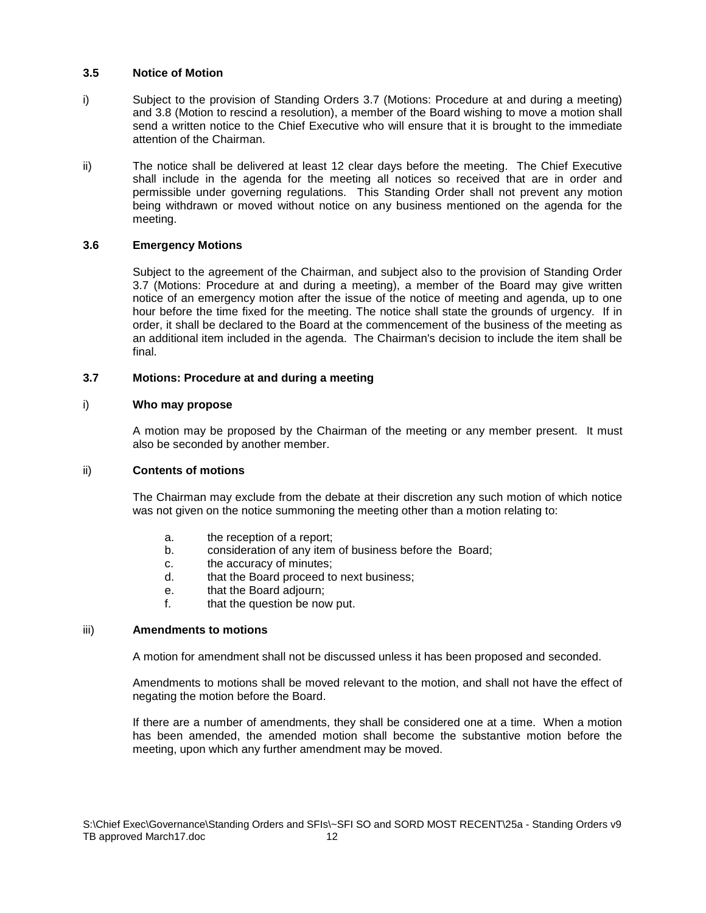### 3.5 Notice of Motion

i) Subject to the provision of Standing Orders 3.7 (Motions: Procedure at and during a meeting) and 3.8 (Motion to rescind a resolution), a member of the Board wishing to move a motion shall send a written notice to the Chief Executive who will ensure that it is brought to the immediate attention of the Chairman.

ii) The notice shall be delivered at least 12 clear days before the meeting. The Chief Executive shall include in the agenda for the meeting all notices so received that are in order and permissible under governing regulations. This Standing Order shall not prevent any motion being withdrawn or moved without notice on any business mentioned on the agenda for the meeting.

### 3.6 Emergency Motions

Subject to the agreement of the Chairman, and subject also to the provision of Standing Order 3.7 (Motions: Procedure at and during a meeting), a member of the Board may give written notice of an emergency motion after the issue of the notice of meeting and agenda, up to one hour before the time fixed for the meeting. The notice shall state the grounds of urgency. If in order, it shall be declared to the Board at the commencement of the business of the meeting as an additional item included in the agenda. The Chairman's decision to include the item shall be final.

### 3.7 Motions: Procedure at and during a meeting

i) **Who may propose**

A motion may be proposed by the Chairman of the meeting or any member present. It must also be seconded by another member.

ii) **Contents of motions**

The Chairman may exclude from the debate at their discretion any such motion of which notice was not given on the notice summoning the meeting other than a motion relating to:

a. the reception of a report;
b. consideration of any item of business before the Board;
c. the accuracy of minutes;
d. that the Board proceed to next business;
e. that the Board adjourn;
f. that the question be now put.

iii) **Amendments to motions**

A motion for amendment shall not be discussed unless it has been proposed and seconded.

Amendments to motions shall be moved relevant to the motion, and shall not have the effect of negating the motion before the Board.

If there are a number of amendments, they shall be considered one at a time. When a motion has been amended, the amended motion shall become the substantive motion before the meeting, upon which any further amendment may be moved.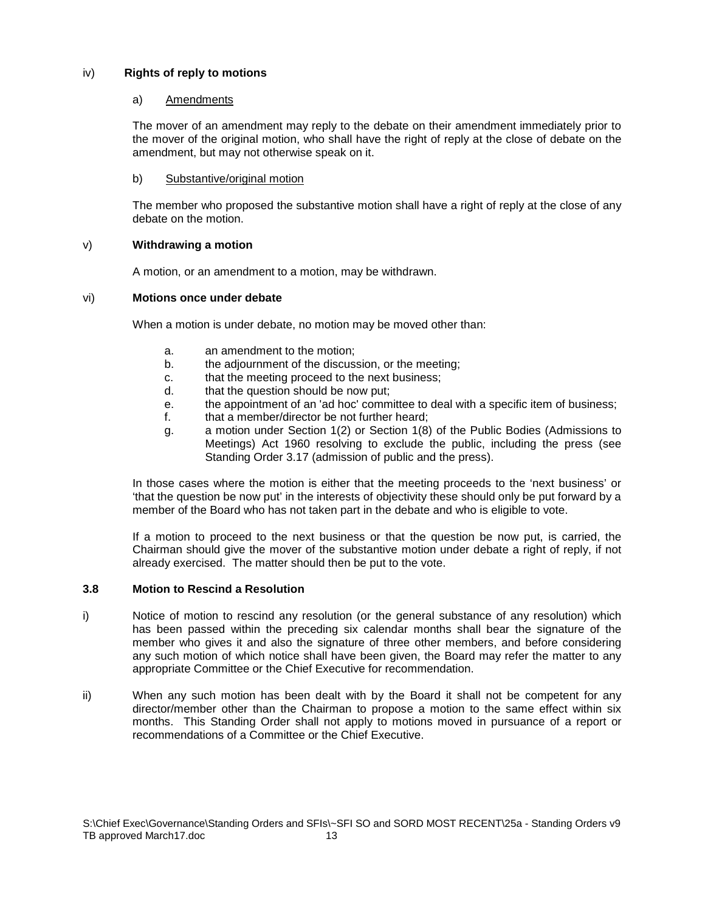iv) **Rights of reply to motions**

a) Amendments

The mover of an amendment may reply to the debate on their amendment immediately prior to the mover of the original motion, who shall have the right of reply at the close of debate on the amendment, but may not otherwise speak on it.

b) Substantive/original motion

The member who proposed the substantive motion shall have a right of reply at the close of any debate on the motion.

v) **Withdrawing a motion**

A motion, or an amendment to a motion, may be withdrawn.

vi) **Motions once under debate**

When a motion is under debate, no motion may be moved other than:

a. an amendment to the motion;
b. the adjournment of the discussion, or the meeting;
c. that the meeting proceed to the next business;
d. that the question should be now put;
e. the appointment of an 'ad hoc' committee to deal with a specific item of business;
f. that a member/director be not further heard;
g. a motion under Section 1(2) or Section 1(8) of the Public Bodies (Admissions to Meetings) Act 1960 resolving to exclude the public, including the press (see Standing Order 3.17 (admission of public and the press).

In those cases where the motion is either that the meeting proceeds to the 'next business' or 'that the question be now put' in the interests of objectivity these should only be put forward by a member of the Board who has not taken part in the debate and who is eligible to vote.

If a motion to proceed to the next business or that the question be now put, is carried, the Chairman should give the mover of the substantive motion under debate a right of reply, if not already exercised. The matter should then be put to the vote.

### 3.8 Motion to Rescind a Resolution

i) Notice of motion to rescind any resolution (or the general substance of any resolution) which has been passed within the preceding six calendar months shall bear the signature of the member who gives it and also the signature of three other members, and before considering any such motion of which notice shall have been given, the Board may refer the matter to any appropriate Committee or the Chief Executive for recommendation.

ii) When any such motion has been dealt with by the Board it shall not be competent for any director/member other than the Chairman to propose a motion to the same effect within six months. This Standing Order shall not apply to motions moved in pursuance of a report or recommendations of a Committee or the Chief Executive.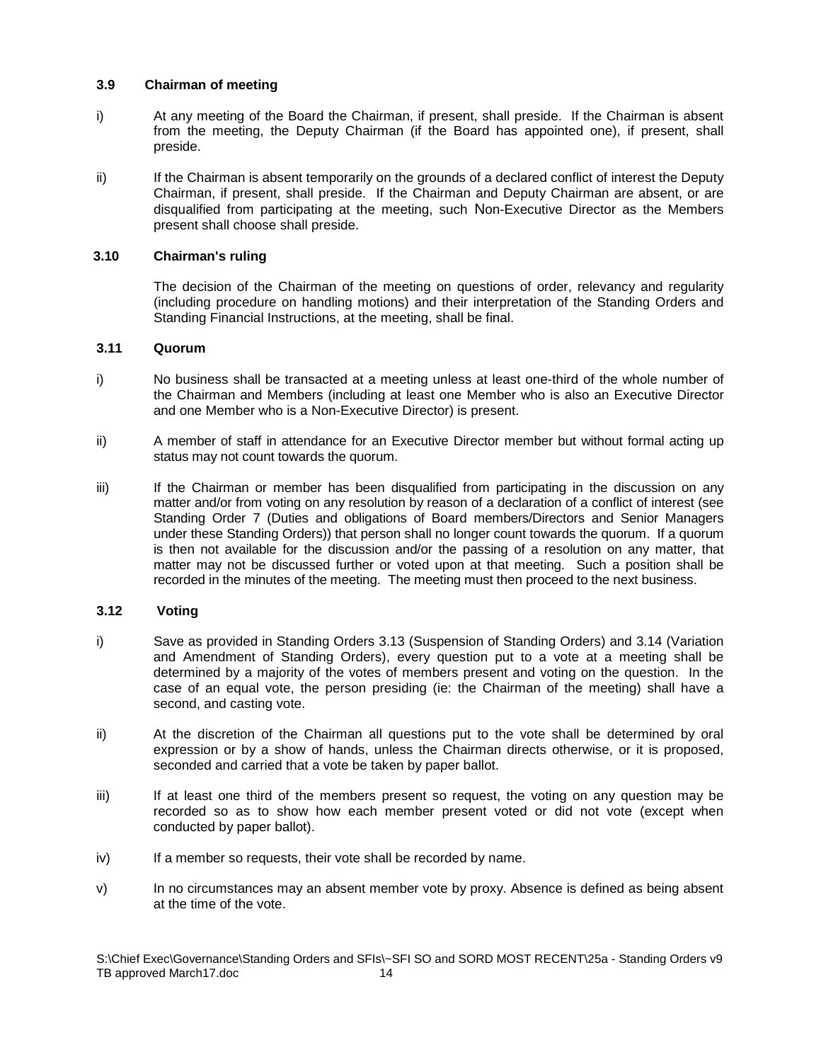### 3.9 Chairman of meeting

i) At any meeting of the Board the Chairman, if present, shall preside. If the Chairman is absent from the meeting, the Deputy Chairman (if the Board has appointed one), if present, shall preside.

ii) If the Chairman is absent temporarily on the grounds of a declared conflict of interest the Deputy Chairman, if present, shall preside. If the Chairman and Deputy Chairman are absent, or are disqualified from participating at the meeting, such Non-Executive Director as the Members present shall choose shall preside.

### 3.10 Chairman's ruling

The decision of the Chairman of the meeting on questions of order, relevancy and regularity (including procedure on handling motions) and their interpretation of the Standing Orders and Standing Financial Instructions, at the meeting, shall be final.

### 3.11 Quorum

i) No business shall be transacted at a meeting unless at least one-third of the whole number of the Chairman and Members (including at least one Member who is also an Executive Director and one Member who is a Non-Executive Director) is present.

ii) A member of staff in attendance for an Executive Director member but without formal acting up status may not count towards the quorum.

iii) If the Chairman or member has been disqualified from participating in the discussion on any matter and/or from voting on any resolution by reason of a declaration of a conflict of interest (see Standing Order 7 (Duties and obligations of Board members/Directors and Senior Managers under these Standing Orders)) that person shall no longer count towards the quorum. If a quorum is then not available for the discussion and/or the passing of a resolution on any matter, that matter may not be discussed further or voted upon at that meeting. Such a position shall be recorded in the minutes of the meeting. The meeting must then proceed to the next business.

### 3.12 Voting

i) Save as provided in Standing Orders 3.13 (Suspension of Standing Orders) and 3.14 (Variation and Amendment of Standing Orders), every question put to a vote at a meeting shall be determined by a majority of the votes of members present and voting on the question. In the case of an equal vote, the person presiding (ie: the Chairman of the meeting) shall have a second, and casting vote.

ii) At the discretion of the Chairman all questions put to the vote shall be determined by oral expression or by a show of hands, unless the Chairman directs otherwise, or it is proposed, seconded and carried that a vote be taken by paper ballot.

iii) If at least one third of the members present so request, the voting on any question may be recorded so as to show how each member present voted or did not vote (except when conducted by paper ballot).

iv) If a member so requests, their vote shall be recorded by name.

v) In no circumstances may an absent member vote by proxy. Absence is defined as being absent at the time of the vote.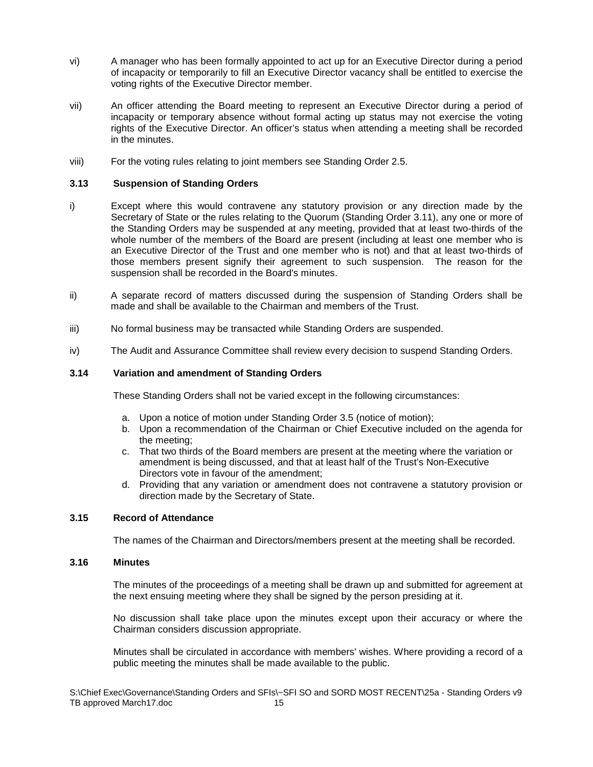vi) A manager who has been formally appointed to act up for an Executive Director during a period of incapacity or temporarily to fill an Executive Director vacancy shall be entitled to exercise the voting rights of the Executive Director member.

vii) An officer attending the Board meeting to represent an Executive Director during a period of incapacity or temporary absence without formal acting up status may not exercise the voting rights of the Executive Director. An officer's status when attending a meeting shall be recorded in the minutes.

viii) For the voting rules relating to joint members see Standing Order 2.5.

### 3.13 Suspension of Standing Orders

i) Except where this would contravene any statutory provision or any direction made by the Secretary of State or the rules relating to the Quorum (Standing Order 3.11), any one or more of the Standing Orders may be suspended at any meeting, provided that at least two-thirds of the whole number of the members of the Board are present (including at least one member who is an Executive Director of the Trust and one member who is not) and that at least two-thirds of those members present signify their agreement to such suspension. The reason for the suspension shall be recorded in the Board's minutes.

ii) A separate record of matters discussed during the suspension of Standing Orders shall be made and shall be available to the Chairman and members of the Trust.

iii) No formal business may be transacted while Standing Orders are suspended.

iv) The Audit and Assurance Committee shall review every decision to suspend Standing Orders.

### 3.14 Variation and amendment of Standing Orders

These Standing Orders shall not be varied except in the following circumstances:

a. Upon a notice of motion under Standing Order 3.5 (notice of motion);
b. Upon a recommendation of the Chairman or Chief Executive included on the agenda for the meeting;
c. That two thirds of the Board members are present at the meeting where the variation or amendment is being discussed, and that at least half of the Trust's Non-Executive Directors vote in favour of the amendment;
d. Providing that any variation or amendment does not contravene a statutory provision or direction made by the Secretary of State.

### 3.15 Record of Attendance

The names of the Chairman and Directors/members present at the meeting shall be recorded.

### 3.16 Minutes

The minutes of the proceedings of a meeting shall be drawn up and submitted for agreement at the next ensuing meeting where they shall be signed by the person presiding at it.

No discussion shall take place upon the minutes except upon their accuracy or where the Chairman considers discussion appropriate.

Minutes shall be circulated in accordance with members' wishes. Where providing a record of a public meeting the minutes shall be made available to the public.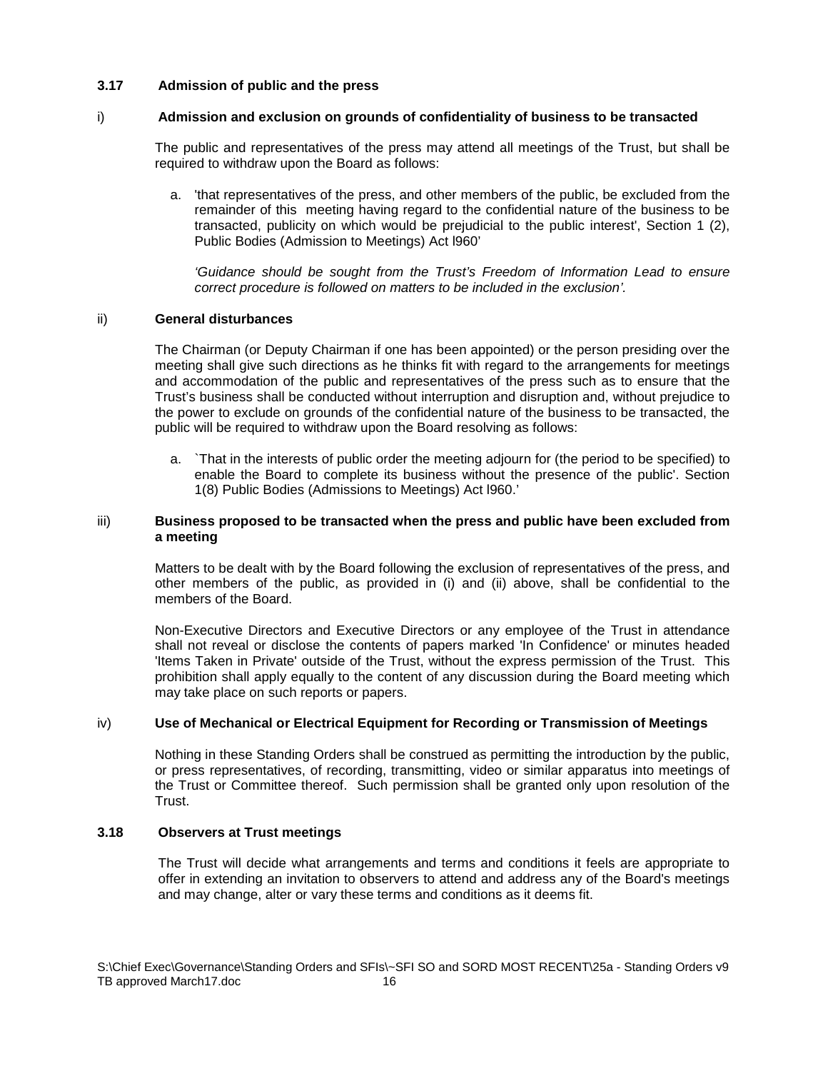### 3.17 Admission of public and the press

#### i) Admission and exclusion on grounds of confidentiality of business to be transacted

The public and representatives of the press may attend all meetings of the Trust, but shall be required to withdraw upon the Board as follows:

a. 'that representatives of the press, and other members of the public, be excluded from the remainder of this meeting having regard to the confidential nature of the business to be transacted, publicity on which would be prejudicial to the public interest', Section 1 (2), Public Bodies (Admission to Meetings) Act l960'

   *'Guidance should be sought from the Trust's Freedom of Information Lead to ensure correct procedure is followed on matters to be included in the exclusion'.*

#### ii) General disturbances

The Chairman (or Deputy Chairman if one has been appointed) or the person presiding over the meeting shall give such directions as he thinks fit with regard to the arrangements for meetings and accommodation of the public and representatives of the press such as to ensure that the Trust's business shall be conducted without interruption and disruption and, without prejudice to the power to exclude on grounds of the confidential nature of the business to be transacted, the public will be required to withdraw upon the Board resolving as follows:

a. `That in the interests of public order the meeting adjourn for (the period to be specified) to enable the Board to complete its business without the presence of the public'. Section 1(8) Public Bodies (Admissions to Meetings) Act l960.'

#### iii) Business proposed to be transacted when the press and public have been excluded from a meeting

Matters to be dealt with by the Board following the exclusion of representatives of the press, and other members of the public, as provided in (i) and (ii) above, shall be confidential to the members of the Board.

Non-Executive Directors and Executive Directors or any employee of the Trust in attendance shall not reveal or disclose the contents of papers marked 'In Confidence' or minutes headed 'Items Taken in Private' outside of the Trust, without the express permission of the Trust. This prohibition shall apply equally to the content of any discussion during the Board meeting which may take place on such reports or papers.

#### iv) Use of Mechanical or Electrical Equipment for Recording or Transmission of Meetings

Nothing in these Standing Orders shall be construed as permitting the introduction by the public, or press representatives, of recording, transmitting, video or similar apparatus into meetings of the Trust or Committee thereof. Such permission shall be granted only upon resolution of the Trust.

### 3.18 Observers at Trust meetings

The Trust will decide what arrangements and terms and conditions it feels are appropriate to offer in extending an invitation to observers to attend and address any of the Board's meetings and may change, alter or vary these terms and conditions as it deems fit.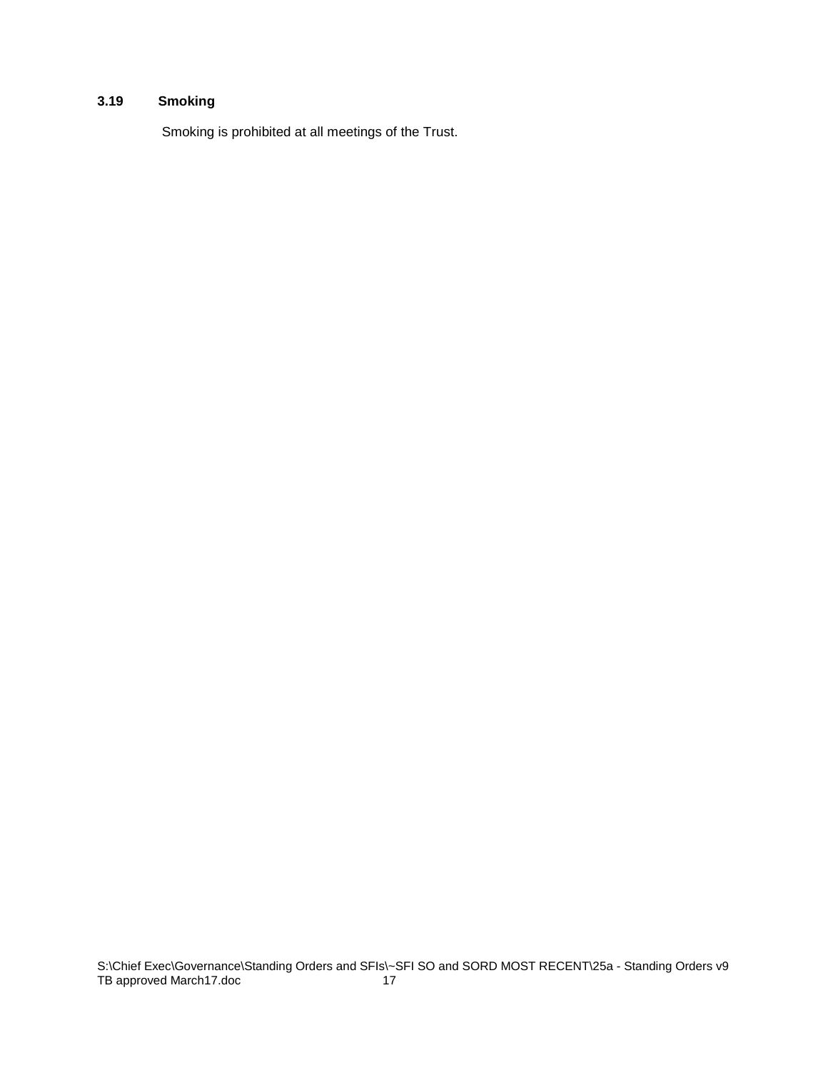### 3.19 Smoking

Smoking is prohibited at all meetings of the Trust.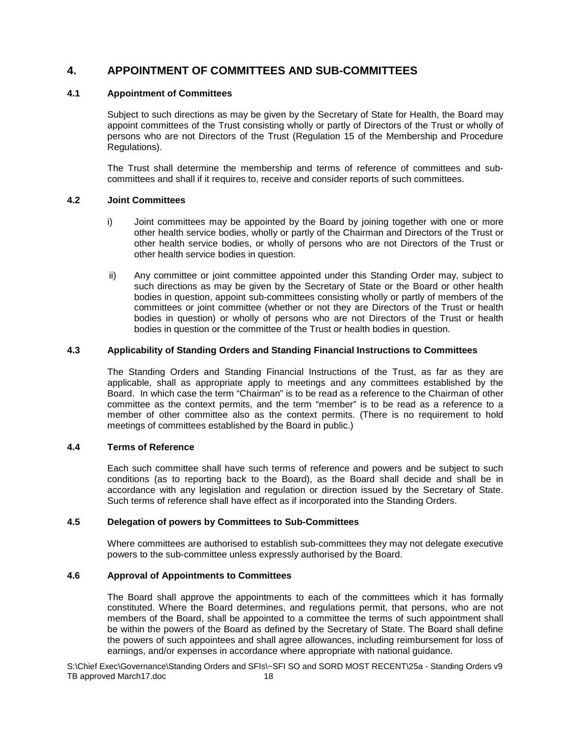## 4. APPOINTMENT OF COMMITTEES AND SUB-COMMITTEES

### 4.1 Appointment of Committees

Subject to such directions as may be given by the Secretary of State for Health, the Board may appoint committees of the Trust consisting wholly or partly of Directors of the Trust or wholly of persons who are not Directors of the Trust (Regulation 15 of the Membership and Procedure Regulations).

The Trust shall determine the membership and terms of reference of committees and sub-committees and shall if it requires to, receive and consider reports of such committees.

### 4.2 Joint Committees

i) Joint committees may be appointed by the Board by joining together with one or more other health service bodies, wholly or partly of the Chairman and Directors of the Trust or other health service bodies, or wholly of persons who are not Directors of the Trust or other health service bodies in question.

ii) Any committee or joint committee appointed under this Standing Order may, subject to such directions as may be given by the Secretary of State or the Board or other health bodies in question, appoint sub-committees consisting wholly or partly of members of the committees or joint committee (whether or not they are Directors of the Trust or health bodies in question) or wholly of persons who are not Directors of the Trust or health bodies in question or the committee of the Trust or health bodies in question.

### 4.3 Applicability of Standing Orders and Standing Financial Instructions to Committees

The Standing Orders and Standing Financial Instructions of the Trust, as far as they are applicable, shall as appropriate apply to meetings and any committees established by the Board. In which case the term "Chairman" is to be read as a reference to the Chairman of other committee as the context permits, and the term "member" is to be read as a reference to a member of other committee also as the context permits. (There is no requirement to hold meetings of committees established by the Board in public.)

### 4.4 Terms of Reference

Each such committee shall have such terms of reference and powers and be subject to such conditions (as to reporting back to the Board), as the Board shall decide and shall be in accordance with any legislation and regulation or direction issued by the Secretary of State. Such terms of reference shall have effect as if incorporated into the Standing Orders.

### 4.5 Delegation of powers by Committees to Sub-Committees

Where committees are authorised to establish sub-committees they may not delegate executive powers to the sub-committee unless expressly authorised by the Board.

### 4.6 Approval of Appointments to Committees

The Board shall approve the appointments to each of the committees which it has formally constituted. Where the Board determines, and regulations permit, that persons, who are not members of the Board, shall be appointed to a committee the terms of such appointment shall be within the powers of the Board as defined by the Secretary of State. The Board shall define the powers of such appointees and shall agree allowances, including reimbursement for loss of earnings, and/or expenses in accordance where appropriate with national guidance.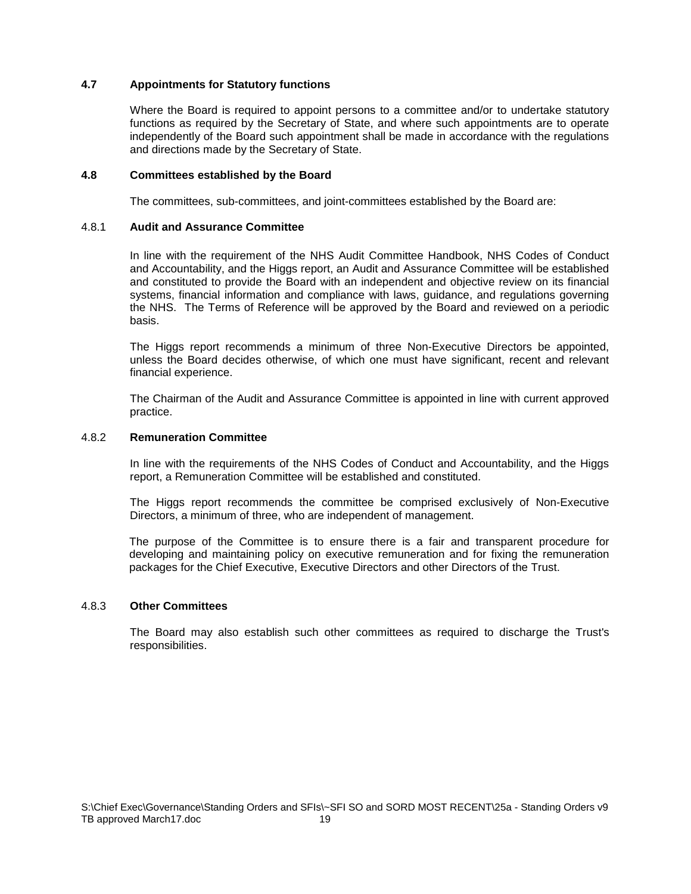### 4.7 Appointments for Statutory functions

Where the Board is required to appoint persons to a committee and/or to undertake statutory functions as required by the Secretary of State, and where such appointments are to operate independently of the Board such appointment shall be made in accordance with the regulations and directions made by the Secretary of State.

### 4.8 Committees established by the Board

The committees, sub-committees, and joint-committees established by the Board are:

#### 4.8.1 Audit and Assurance Committee

In line with the requirement of the NHS Audit Committee Handbook, NHS Codes of Conduct and Accountability, and the Higgs report, an Audit and Assurance Committee will be established and constituted to provide the Board with an independent and objective review on its financial systems, financial information and compliance with laws, guidance, and regulations governing the NHS. The Terms of Reference will be approved by the Board and reviewed on a periodic basis.

The Higgs report recommends a minimum of three Non-Executive Directors be appointed, unless the Board decides otherwise, of which one must have significant, recent and relevant financial experience.

The Chairman of the Audit and Assurance Committee is appointed in line with current approved practice.

#### 4.8.2 Remuneration Committee

In line with the requirements of the NHS Codes of Conduct and Accountability, and the Higgs report, a Remuneration Committee will be established and constituted.

The Higgs report recommends the committee be comprised exclusively of Non-Executive Directors, a minimum of three, who are independent of management.

The purpose of the Committee is to ensure there is a fair and transparent procedure for developing and maintaining policy on executive remuneration and for fixing the remuneration packages for the Chief Executive, Executive Directors and other Directors of the Trust.

#### 4.8.3 Other Committees

The Board may also establish such other committees as required to discharge the Trust's responsibilities.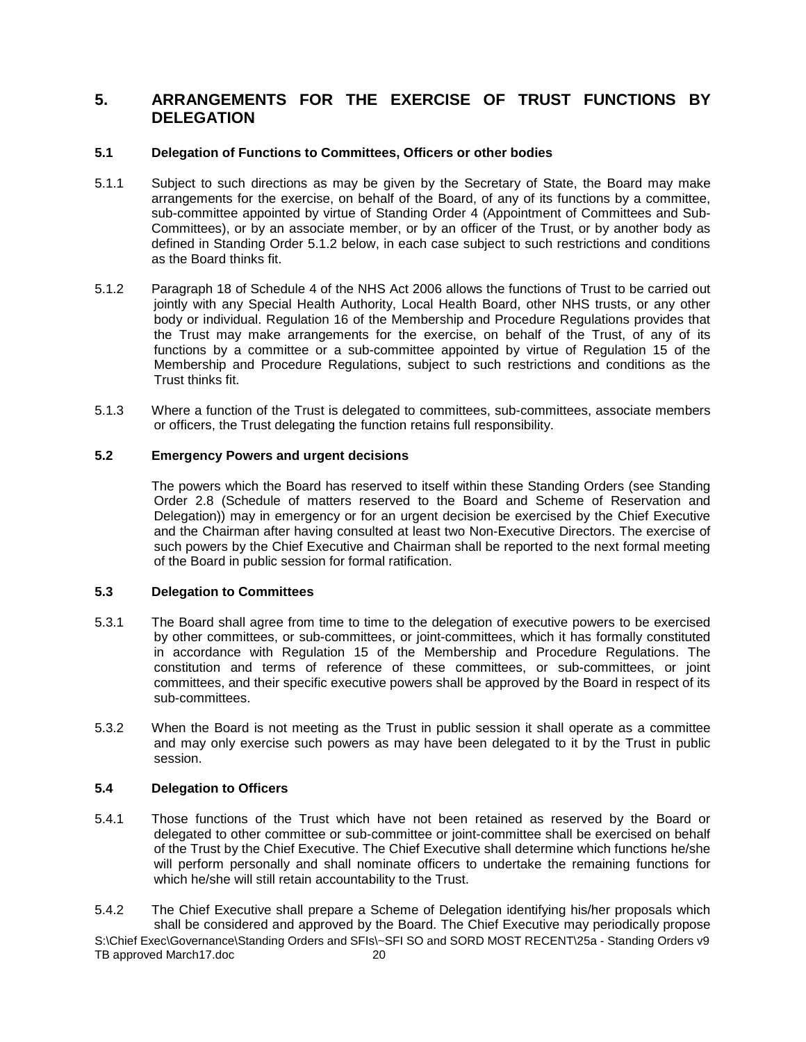## 5. ARRANGEMENTS FOR THE EXERCISE OF TRUST FUNCTIONS BY DELEGATION

### 5.1 Delegation of Functions to Committees, Officers or other bodies

5.1.1 Subject to such directions as may be given by the Secretary of State, the Board may make arrangements for the exercise, on behalf of the Board, of any of its functions by a committee, sub-committee appointed by virtue of Standing Order 4 (Appointment of Committees and Sub-Committees), or by an associate member, or by an officer of the Trust, or by another body as defined in Standing Order 5.1.2 below, in each case subject to such restrictions and conditions as the Board thinks fit.

5.1.2 Paragraph 18 of Schedule 4 of the NHS Act 2006 allows the functions of Trust to be carried out jointly with any Special Health Authority, Local Health Board, other NHS trusts, or any other body or individual. Regulation 16 of the Membership and Procedure Regulations provides that the Trust may make arrangements for the exercise, on behalf of the Trust, of any of its functions by a committee or a sub-committee appointed by virtue of Regulation 15 of the Membership and Procedure Regulations, subject to such restrictions and conditions as the Trust thinks fit.

5.1.3 Where a function of the Trust is delegated to committees, sub-committees, associate members or officers, the Trust delegating the function retains full responsibility.

### 5.2 Emergency Powers and urgent decisions

The powers which the Board has reserved to itself within these Standing Orders (see Standing Order 2.8 (Schedule of matters reserved to the Board and Scheme of Reservation and Delegation)) may in emergency or for an urgent decision be exercised by the Chief Executive and the Chairman after having consulted at least two Non-Executive Directors. The exercise of such powers by the Chief Executive and Chairman shall be reported to the next formal meeting of the Board in public session for formal ratification.

### 5.3 Delegation to Committees

5.3.1 The Board shall agree from time to time to the delegation of executive powers to be exercised by other committees, or sub-committees, or joint-committees, which it has formally constituted in accordance with Regulation 15 of the Membership and Procedure Regulations. The constitution and terms of reference of these committees, or sub-committees, or joint committees, and their specific executive powers shall be approved by the Board in respect of its sub-committees.

5.3.2 When the Board is not meeting as the Trust in public session it shall operate as a committee and may only exercise such powers as may have been delegated to it by the Trust in public session.

### 5.4 Delegation to Officers

5.4.1 Those functions of the Trust which have not been retained as reserved by the Board or delegated to other committee or sub-committee or joint-committee shall be exercised on behalf of the Trust by the Chief Executive. The Chief Executive shall determine which functions he/she will perform personally and shall nominate officers to undertake the remaining functions for which he/she will still retain accountability to the Trust.

5.4.2 The Chief Executive shall prepare a Scheme of Delegation identifying his/her proposals which shall be considered and approved by the Board. The Chief Executive may periodically propose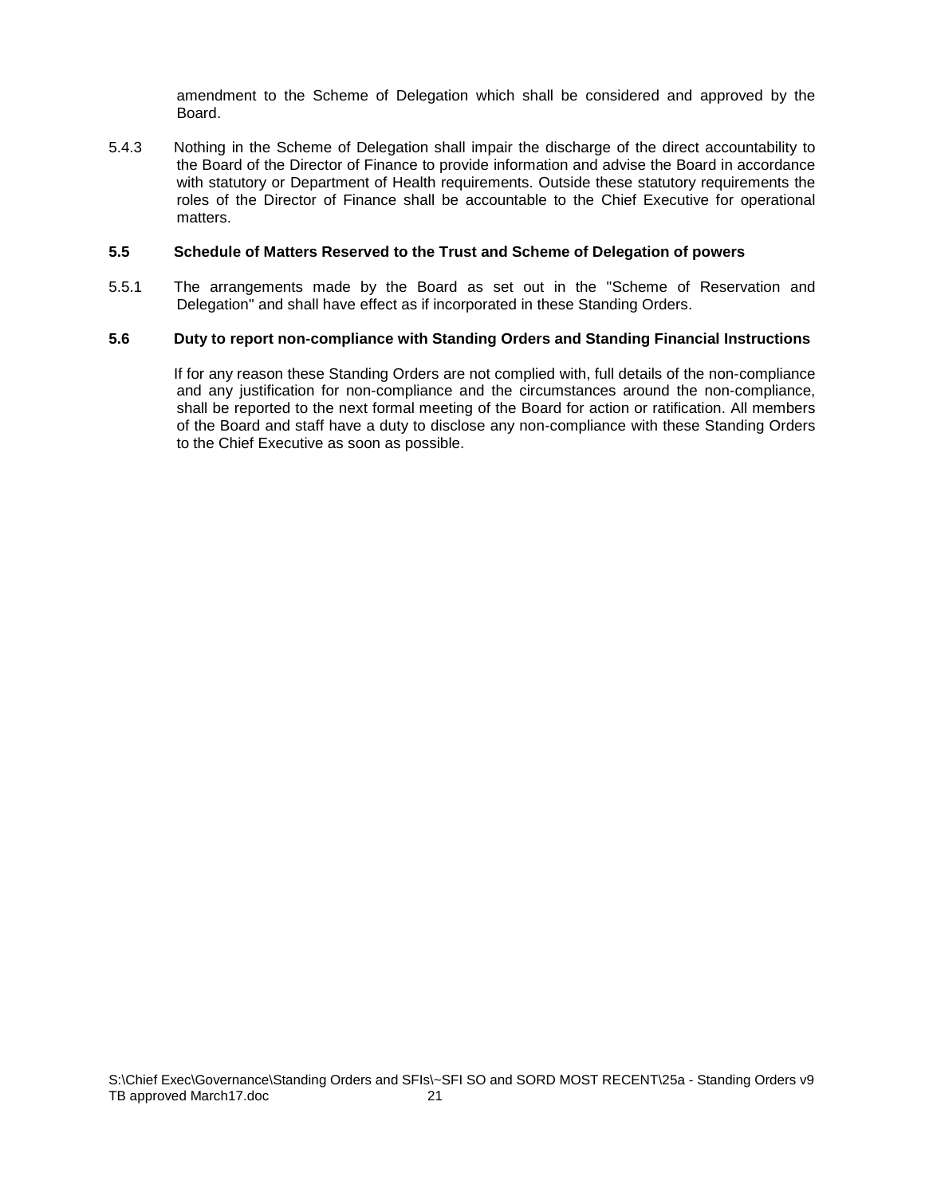amendment to the Scheme of Delegation which shall be considered and approved by the Board.

5.4.3 Nothing in the Scheme of Delegation shall impair the discharge of the direct accountability to the Board of the Director of Finance to provide information and advise the Board in accordance with statutory or Department of Health requirements. Outside these statutory requirements the roles of the Director of Finance shall be accountable to the Chief Executive for operational matters.

### 5.5 Schedule of Matters Reserved to the Trust and Scheme of Delegation of powers

5.5.1 The arrangements made by the Board as set out in the "Scheme of Reservation and Delegation" and shall have effect as if incorporated in these Standing Orders.

### 5.6 Duty to report non-compliance with Standing Orders and Standing Financial Instructions

If for any reason these Standing Orders are not complied with, full details of the non-compliance and any justification for non-compliance and the circumstances around the non-compliance, shall be reported to the next formal meeting of the Board for action or ratification. All members of the Board and staff have a duty to disclose any non-compliance with these Standing Orders to the Chief Executive as soon as possible.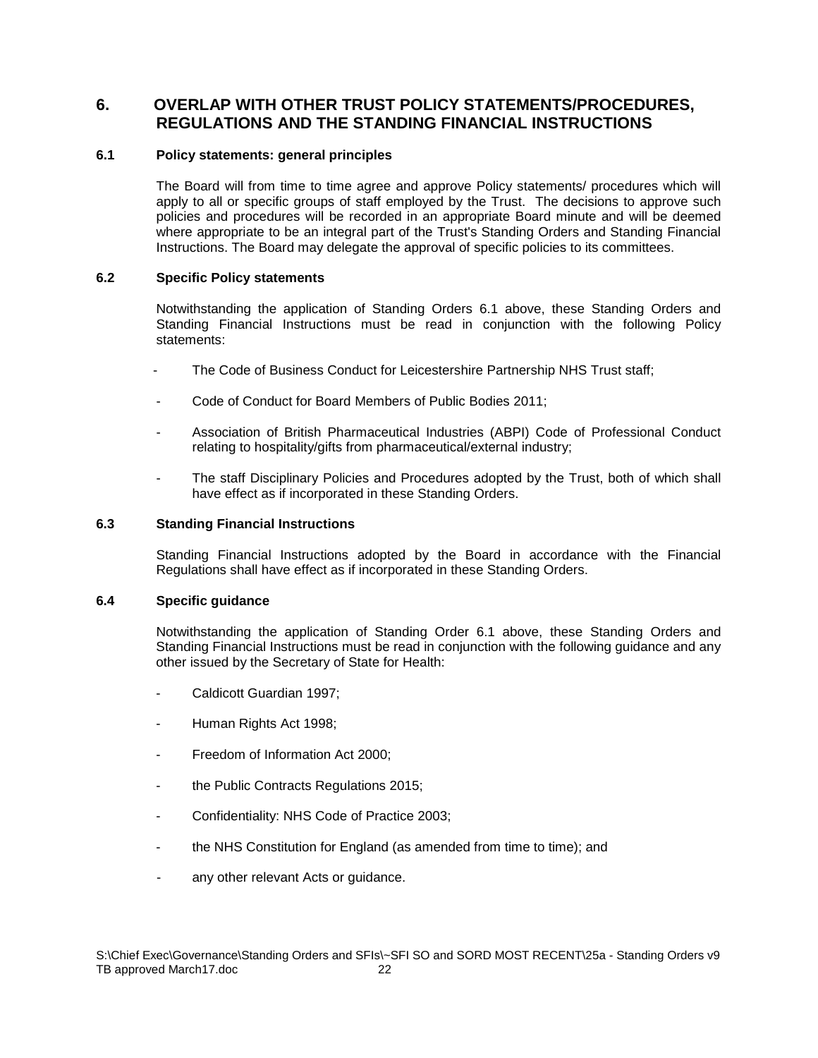## 6. OVERLAP WITH OTHER TRUST POLICY STATEMENTS/PROCEDURES, REGULATIONS AND THE STANDING FINANCIAL INSTRUCTIONS

### 6.1 Policy statements: general principles

The Board will from time to time agree and approve Policy statements/ procedures which will apply to all or specific groups of staff employed by the Trust. The decisions to approve such policies and procedures will be recorded in an appropriate Board minute and will be deemed where appropriate to be an integral part of the Trust's Standing Orders and Standing Financial Instructions. The Board may delegate the approval of specific policies to its committees.

### 6.2 Specific Policy statements

Notwithstanding the application of Standing Orders 6.1 above, these Standing Orders and Standing Financial Instructions must be read in conjunction with the following Policy statements:

- The Code of Business Conduct for Leicestershire Partnership NHS Trust staff;
- Code of Conduct for Board Members of Public Bodies 2011;
- Association of British Pharmaceutical Industries (ABPI) Code of Professional Conduct relating to hospitality/gifts from pharmaceutical/external industry;
- The staff Disciplinary Policies and Procedures adopted by the Trust, both of which shall have effect as if incorporated in these Standing Orders.

### 6.3 Standing Financial Instructions

Standing Financial Instructions adopted by the Board in accordance with the Financial Regulations shall have effect as if incorporated in these Standing Orders.

### 6.4 Specific guidance

Notwithstanding the application of Standing Order 6.1 above, these Standing Orders and Standing Financial Instructions must be read in conjunction with the following guidance and any other issued by the Secretary of State for Health:

- Caldicott Guardian 1997;
- Human Rights Act 1998;
- Freedom of Information Act 2000;
- the Public Contracts Regulations 2015;
- Confidentiality: NHS Code of Practice 2003;
- the NHS Constitution for England (as amended from time to time); and
- any other relevant Acts or guidance.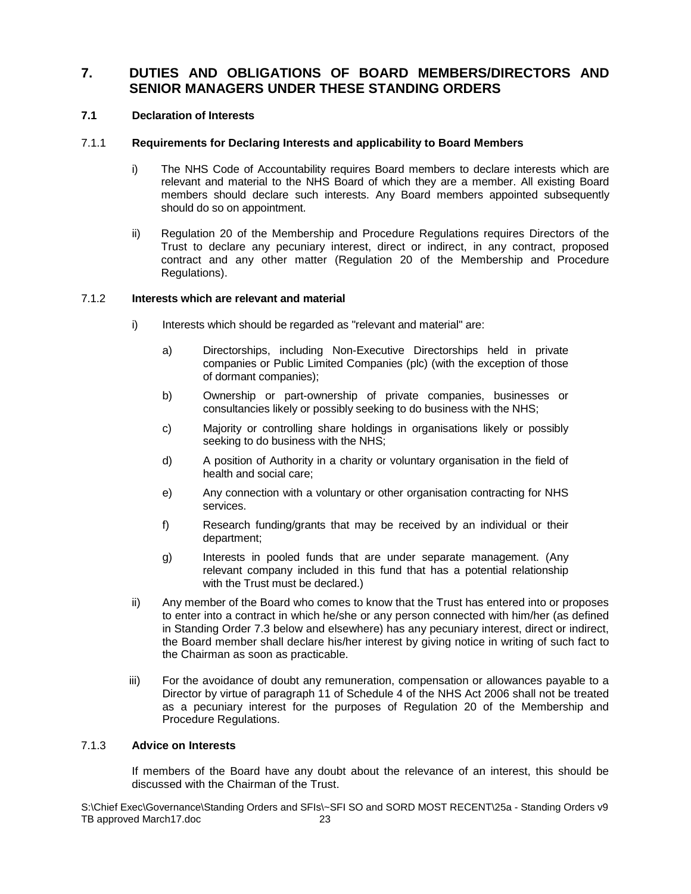## 7. DUTIES AND OBLIGATIONS OF BOARD MEMBERS/DIRECTORS AND SENIOR MANAGERS UNDER THESE STANDING ORDERS

### 7.1 Declaration of Interests

#### 7.1.1 Requirements for Declaring Interests and applicability to Board Members

i) The NHS Code of Accountability requires Board members to declare interests which are relevant and material to the NHS Board of which they are a member. All existing Board members should declare such interests. Any Board members appointed subsequently should do so on appointment.

ii) Regulation 20 of the Membership and Procedure Regulations requires Directors of the Trust to declare any pecuniary interest, direct or indirect, in any contract, proposed contract and any other matter (Regulation 20 of the Membership and Procedure Regulations).

#### 7.1.2 Interests which are relevant and material

i) Interests which should be regarded as "relevant and material" are:

a) Directorships, including Non-Executive Directorships held in private companies or Public Limited Companies (plc) (with the exception of those of dormant companies);

b) Ownership or part-ownership of private companies, businesses or consultancies likely or possibly seeking to do business with the NHS;

c) Majority or controlling share holdings in organisations likely or possibly seeking to do business with the NHS;

d) A position of Authority in a charity or voluntary organisation in the field of health and social care;

e) Any connection with a voluntary or other organisation contracting for NHS services.

f) Research funding/grants that may be received by an individual or their department;

g) Interests in pooled funds that are under separate management. (Any relevant company included in this fund that has a potential relationship with the Trust must be declared.)

ii) Any member of the Board who comes to know that the Trust has entered into or proposes to enter into a contract in which he/she or any person connected with him/her (as defined in Standing Order 7.3 below and elsewhere) has any pecuniary interest, direct or indirect, the Board member shall declare his/her interest by giving notice in writing of such fact to the Chairman as soon as practicable.

iii) For the avoidance of doubt any remuneration, compensation or allowances payable to a Director by virtue of paragraph 11 of Schedule 4 of the NHS Act 2006 shall not be treated as a pecuniary interest for the purposes of Regulation 20 of the Membership and Procedure Regulations.

#### 7.1.3 Advice on Interests

If members of the Board have any doubt about the relevance of an interest, this should be discussed with the Chairman of the Trust.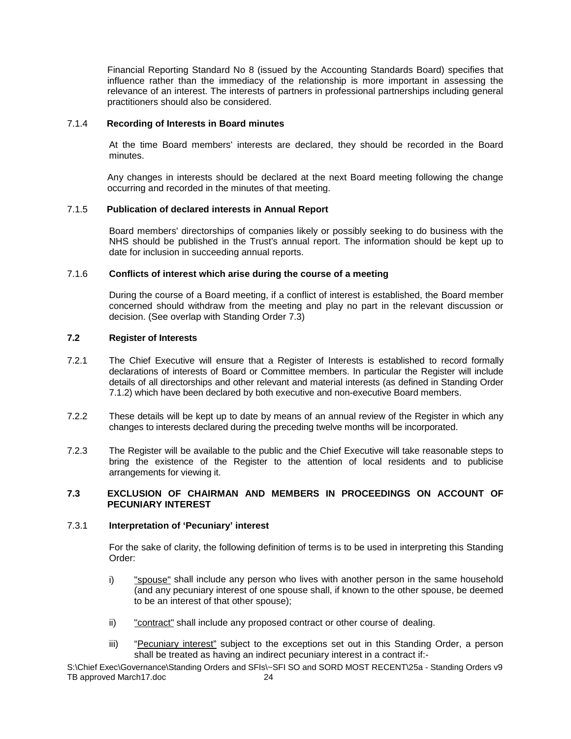Financial Reporting Standard No 8 (issued by the Accounting Standards Board) specifies that influence rather than the immediacy of the relationship is more important in assessing the relevance of an interest. The interests of partners in professional partnerships including general practitioners should also be considered.

#### 7.1.4 Recording of Interests in Board minutes

At the time Board members' interests are declared, they should be recorded in the Board minutes.

Any changes in interests should be declared at the next Board meeting following the change occurring and recorded in the minutes of that meeting.

#### 7.1.5 Publication of declared interests in Annual Report

Board members' directorships of companies likely or possibly seeking to do business with the NHS should be published in the Trust's annual report. The information should be kept up to date for inclusion in succeeding annual reports.

#### 7.1.6 Conflicts of interest which arise during the course of a meeting

During the course of a Board meeting, if a conflict of interest is established, the Board member concerned should withdraw from the meeting and play no part in the relevant discussion or decision. (See overlap with Standing Order 7.3)

### 7.2 Register of Interests

7.2.1 The Chief Executive will ensure that a Register of Interests is established to record formally declarations of interests of Board or Committee members. In particular the Register will include details of all directorships and other relevant and material interests (as defined in Standing Order 7.1.2) which have been declared by both executive and non-executive Board members.

7.2.2 These details will be kept up to date by means of an annual review of the Register in which any changes to interests declared during the preceding twelve months will be incorporated.

7.2.3 The Register will be available to the public and the Chief Executive will take reasonable steps to bring the existence of the Register to the attention of local residents and to publicise arrangements for viewing it.

### 7.3 EXCLUSION OF CHAIRMAN AND MEMBERS IN PROCEEDINGS ON ACCOUNT OF PECUNIARY INTEREST

#### 7.3.1 Interpretation of 'Pecuniary' interest

For the sake of clarity, the following definition of terms is to be used in interpreting this Standing Order:

i) "spouse" shall include any person who lives with another person in the same household (and any pecuniary interest of one spouse shall, if known to the other spouse, be deemed to be an interest of that other spouse);

ii) "contract" shall include any proposed contract or other course of dealing.

iii) "Pecuniary interest" subject to the exceptions set out in this Standing Order, a person shall be treated as having an indirect pecuniary interest in a contract if:-

S:\Chief Exec\Governance\Standing Orders and SFIs\~SFI SO and SORD MOST RECENT\25a - Standing Orders v9 TB approved March17.doc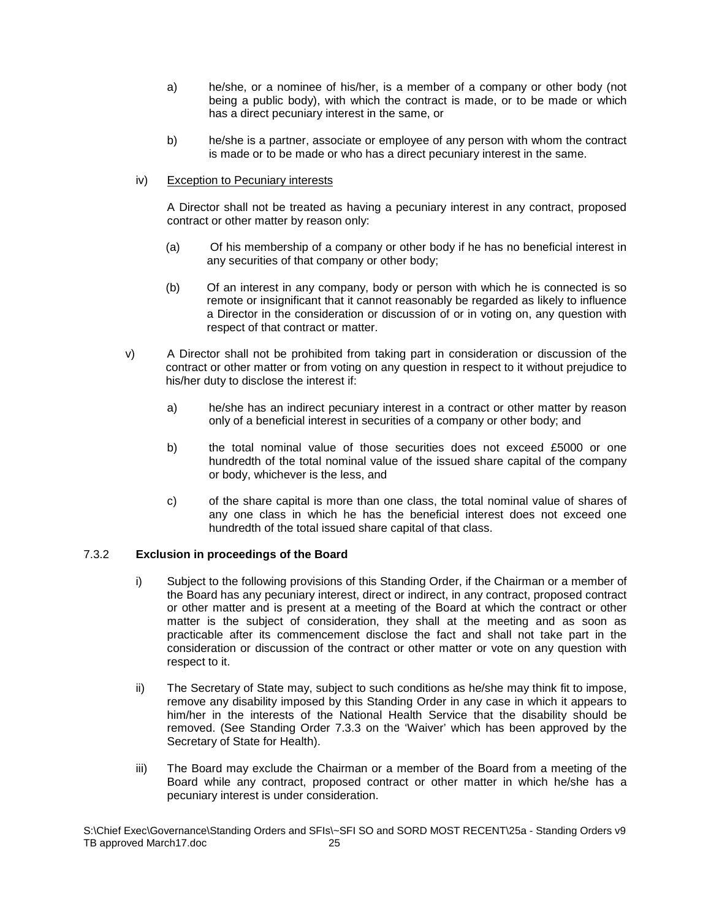a) he/she, or a nominee of his/her, is a member of a company or other body (not being a public body), with which the contract is made, or to be made or which has a direct pecuniary interest in the same, or

b) he/she is a partner, associate or employee of any person with whom the contract is made or to be made or who has a direct pecuniary interest in the same.

iv) Exception to Pecuniary interests

A Director shall not be treated as having a pecuniary interest in any contract, proposed contract or other matter by reason only:

(a) Of his membership of a company or other body if he has no beneficial interest in any securities of that company or other body;

(b) Of an interest in any company, body or person with which he is connected is so remote or insignificant that it cannot reasonably be regarded as likely to influence a Director in the consideration or discussion of or in voting on, any question with respect of that contract or matter.

v) A Director shall not be prohibited from taking part in consideration or discussion of the contract or other matter or from voting on any question in respect to it without prejudice to his/her duty to disclose the interest if:

a) he/she has an indirect pecuniary interest in a contract or other matter by reason only of a beneficial interest in securities of a company or other body; and

b) the total nominal value of those securities does not exceed £5000 or one hundredth of the total nominal value of the issued share capital of the company or body, whichever is the less, and

c) of the share capital is more than one class, the total nominal value of shares of any one class in which he has the beneficial interest does not exceed one hundredth of the total issued share capital of that class.

### 7.3.2 Exclusion in proceedings of the Board

i) Subject to the following provisions of this Standing Order, if the Chairman or a member of the Board has any pecuniary interest, direct or indirect, in any contract, proposed contract or other matter and is present at a meeting of the Board at which the contract or other matter is the subject of consideration, they shall at the meeting and as soon as practicable after its commencement disclose the fact and shall not take part in the consideration or discussion of the contract or other matter or vote on any question with respect to it.

ii) The Secretary of State may, subject to such conditions as he/she may think fit to impose, remove any disability imposed by this Standing Order in any case in which it appears to him/her in the interests of the National Health Service that the disability should be removed. (See Standing Order 7.3.3 on the 'Waiver' which has been approved by the Secretary of State for Health).

iii) The Board may exclude the Chairman or a member of the Board from a meeting of the Board while any contract, proposed contract or other matter in which he/she has a pecuniary interest is under consideration.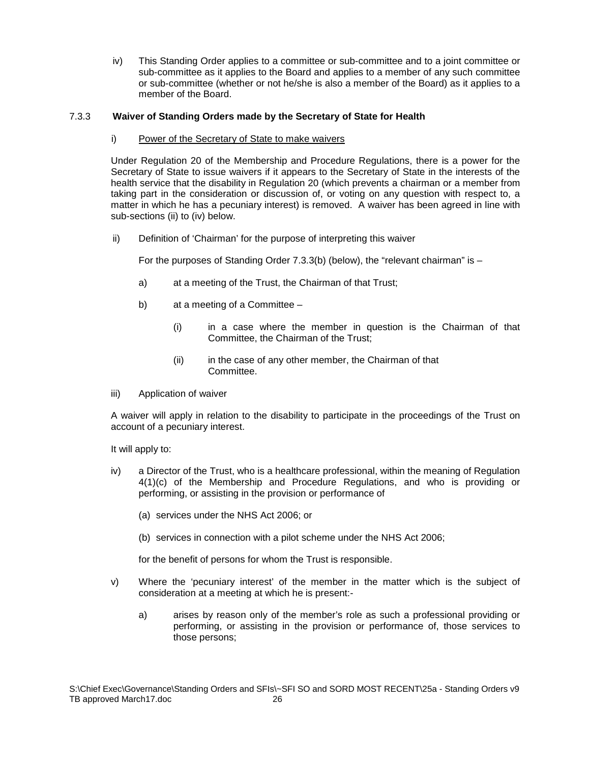iv) This Standing Order applies to a committee or sub-committee and to a joint committee or sub-committee as it applies to the Board and applies to a member of any such committee or sub-committee (whether or not he/she is also a member of the Board) as it applies to a member of the Board.

### 7.3.3 Waiver of Standing Orders made by the Secretary of State for Health

i) Power of the Secretary of State to make waivers

Under Regulation 20 of the Membership and Procedure Regulations, there is a power for the Secretary of State to issue waivers if it appears to the Secretary of State in the interests of the health service that the disability in Regulation 20 (which prevents a chairman or a member from taking part in the consideration or discussion of, or voting on any question with respect to, a matter in which he has a pecuniary interest) is removed. A waiver has been agreed in line with sub-sections (ii) to (iv) below.

ii) Definition of 'Chairman' for the purpose of interpreting this waiver

For the purposes of Standing Order 7.3.3(b) (below), the "relevant chairman" is –

a) at a meeting of the Trust, the Chairman of that Trust;

b) at a meeting of a Committee –

(i) in a case where the member in question is the Chairman of that Committee, the Chairman of the Trust;

(ii) in the case of any other member, the Chairman of that Committee.

iii) Application of waiver

A waiver will apply in relation to the disability to participate in the proceedings of the Trust on account of a pecuniary interest.

It will apply to:

iv) a Director of the Trust, who is a healthcare professional, within the meaning of Regulation 4(1)(c) of the Membership and Procedure Regulations, and who is providing or performing, or assisting in the provision or performance of

(a) services under the NHS Act 2006; or

(b) services in connection with a pilot scheme under the NHS Act 2006;

for the benefit of persons for whom the Trust is responsible.

v) Where the 'pecuniary interest' of the member in the matter which is the subject of consideration at a meeting at which he is present:-

a) arises by reason only of the member's role as such a professional providing or performing, or assisting in the provision or performance of, those services to those persons;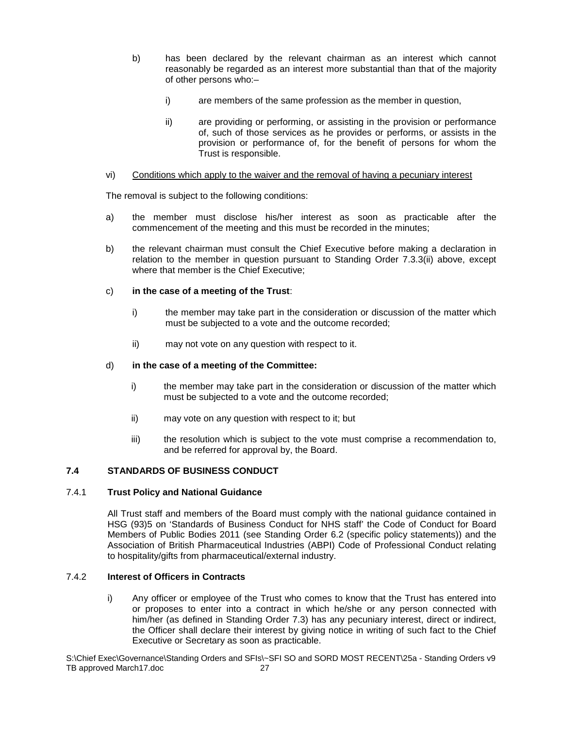b) has been declared by the relevant chairman as an interest which cannot reasonably be regarded as an interest more substantial than that of the majority of other persons who:–

i) are members of the same profession as the member in question,

ii) are providing or performing, or assisting in the provision or performance of, such of those services as he provides or performs, or assists in the provision or performance of, for the benefit of persons for whom the Trust is responsible.

vi) <u>Conditions which apply to the waiver and the removal of having a pecuniary interest</u>

The removal is subject to the following conditions:

a) the member must disclose his/her interest as soon as practicable after the commencement of the meeting and this must be recorded in the minutes;

b) the relevant chairman must consult the Chief Executive before making a declaration in relation to the member in question pursuant to Standing Order 7.3.3(ii) above, except where that member is the Chief Executive;

c) **in the case of a meeting of the Trust**:

i) the member may take part in the consideration or discussion of the matter which must be subjected to a vote and the outcome recorded;

ii) may not vote on any question with respect to it.

d) **in the case of a meeting of the Committee:**

i) the member may take part in the consideration or discussion of the matter which must be subjected to a vote and the outcome recorded;

ii) may vote on any question with respect to it; but

iii) the resolution which is subject to the vote must comprise a recommendation to, and be referred for approval by, the Board.

## 7.4 STANDARDS OF BUSINESS CONDUCT

### 7.4.1 Trust Policy and National Guidance

All Trust staff and members of the Board must comply with the national guidance contained in HSG (93)5 on 'Standards of Business Conduct for NHS staff' the Code of Conduct for Board Members of Public Bodies 2011 (see Standing Order 6.2 (specific policy statements)) and the Association of British Pharmaceutical Industries (ABPI) Code of Professional Conduct relating to hospitality/gifts from pharmaceutical/external industry.

### 7.4.2 Interest of Officers in Contracts

i) Any officer or employee of the Trust who comes to know that the Trust has entered into or proposes to enter into a contract in which he/she or any person connected with him/her (as defined in Standing Order 7.3) has any pecuniary interest, direct or indirect, the Officer shall declare their interest by giving notice in writing of such fact to the Chief Executive or Secretary as soon as practicable.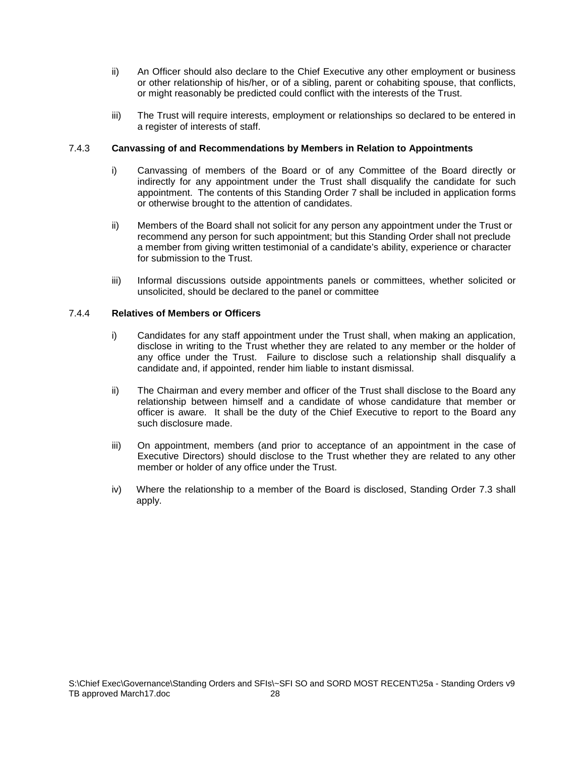ii) An Officer should also declare to the Chief Executive any other employment or business or other relationship of his/her, or of a sibling, parent or cohabiting spouse, that conflicts, or might reasonably be predicted could conflict with the interests of the Trust.

iii) The Trust will require interests, employment or relationships so declared to be entered in a register of interests of staff.

### 7.4.3 Canvassing of and Recommendations by Members in Relation to Appointments

i) Canvassing of members of the Board or of any Committee of the Board directly or indirectly for any appointment under the Trust shall disqualify the candidate for such appointment. The contents of this Standing Order 7 shall be included in application forms or otherwise brought to the attention of candidates.

ii) Members of the Board shall not solicit for any person any appointment under the Trust or recommend any person for such appointment; but this Standing Order shall not preclude a member from giving written testimonial of a candidate's ability, experience or character for submission to the Trust.

iii) Informal discussions outside appointments panels or committees, whether solicited or unsolicited, should be declared to the panel or committee

### 7.4.4 Relatives of Members or Officers

i) Candidates for any staff appointment under the Trust shall, when making an application, disclose in writing to the Trust whether they are related to any member or the holder of any office under the Trust. Failure to disclose such a relationship shall disqualify a candidate and, if appointed, render him liable to instant dismissal.

ii) The Chairman and every member and officer of the Trust shall disclose to the Board any relationship between himself and a candidate of whose candidature that member or officer is aware. It shall be the duty of the Chief Executive to report to the Board any such disclosure made.

iii) On appointment, members (and prior to acceptance of an appointment in the case of Executive Directors) should disclose to the Trust whether they are related to any other member or holder of any office under the Trust.

iv) Where the relationship to a member of the Board is disclosed, Standing Order 7.3 shall apply.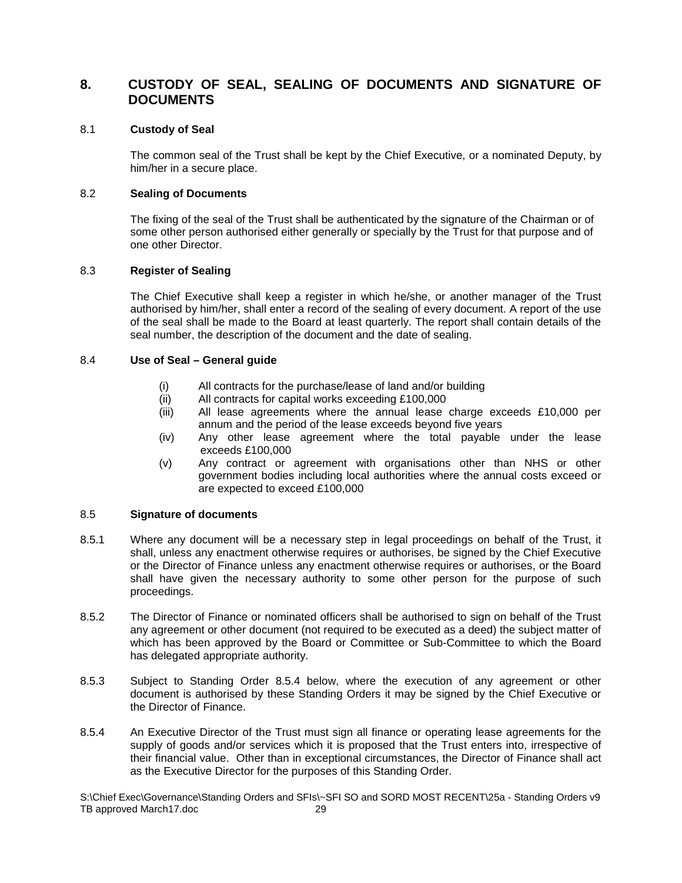## 8. CUSTODY OF SEAL, SEALING OF DOCUMENTS AND SIGNATURE OF DOCUMENTS

### 8.1 Custody of Seal

The common seal of the Trust shall be kept by the Chief Executive, or a nominated Deputy, by him/her in a secure place.

### 8.2 Sealing of Documents

The fixing of the seal of the Trust shall be authenticated by the signature of the Chairman or of some other person authorised either generally or specially by the Trust for that purpose and of one other Director.

### 8.3 Register of Sealing

The Chief Executive shall keep a register in which he/she, or another manager of the Trust authorised by him/her, shall enter a record of the sealing of every document. A report of the use of the seal shall be made to the Board at least quarterly. The report shall contain details of the seal number, the description of the document and the date of sealing.

### 8.4 Use of Seal – General guide

(i) All contracts for the purchase/lease of land and/or building
(ii) All contracts for capital works exceeding £100,000
(iii) All lease agreements where the annual lease charge exceeds £10,000 per annum and the period of the lease exceeds beyond five years
(iv) Any other lease agreement where the total payable under the lease exceeds £100,000
(v) Any contract or agreement with organisations other than NHS or other government bodies including local authorities where the annual costs exceed or are expected to exceed £100,000

### 8.5 Signature of documents

8.5.1 Where any document will be a necessary step in legal proceedings on behalf of the Trust, it shall, unless any enactment otherwise requires or authorises, be signed by the Chief Executive or the Director of Finance unless any enactment otherwise requires or authorises, or the Board shall have given the necessary authority to some other person for the purpose of such proceedings.

8.5.2 The Director of Finance or nominated officers shall be authorised to sign on behalf of the Trust any agreement or other document (not required to be executed as a deed) the subject matter of which has been approved by the Board or Committee or Sub-Committee to which the Board has delegated appropriate authority.

8.5.3 Subject to Standing Order 8.5.4 below, where the execution of any agreement or other document is authorised by these Standing Orders it may be signed by the Chief Executive or the Director of Finance.

8.5.4 An Executive Director of the Trust must sign all finance or operating lease agreements for the supply of goods and/or services which it is proposed that the Trust enters into, irrespective of their financial value. Other than in exceptional circumstances, the Director of Finance shall act as the Executive Director for the purposes of this Standing Order.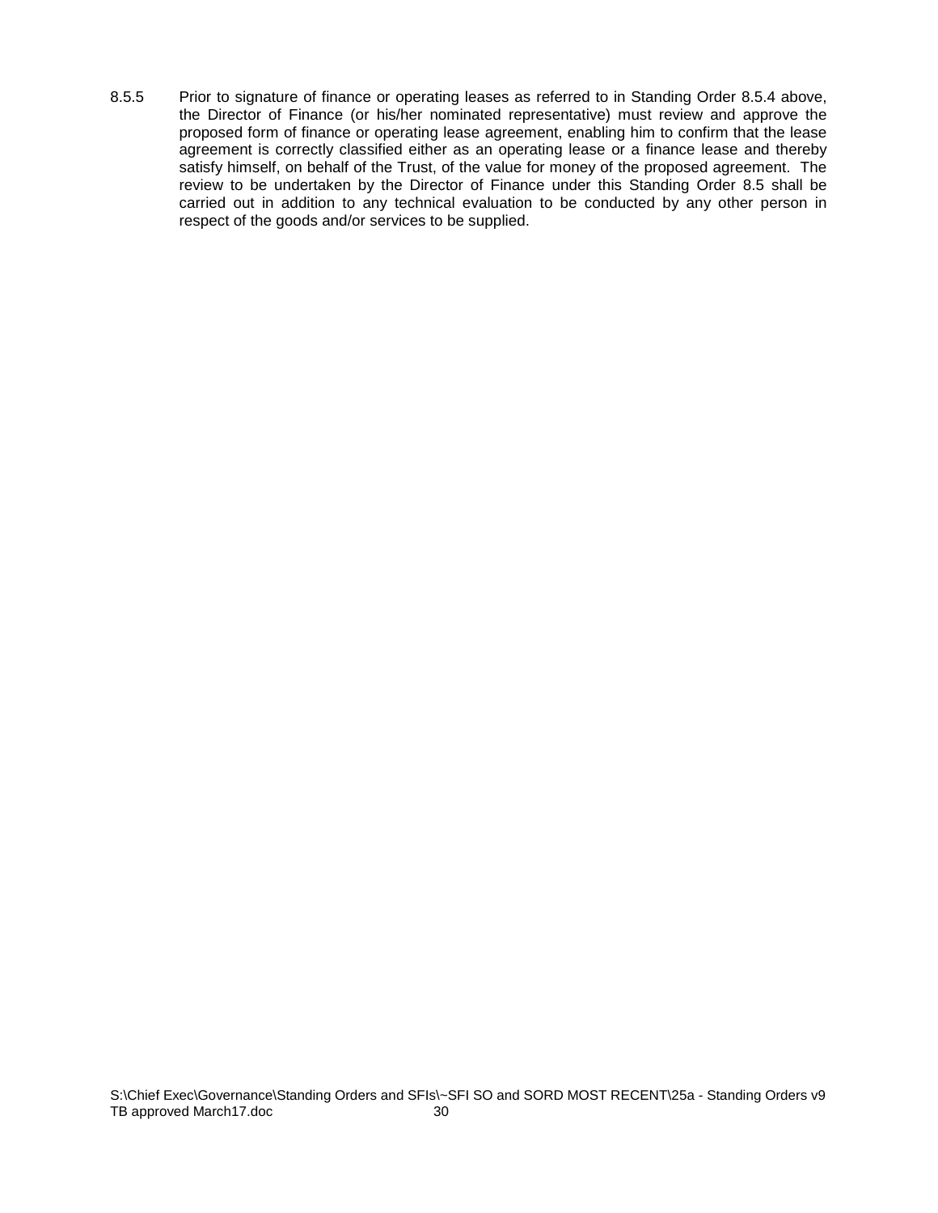8.5.5 Prior to signature of finance or operating leases as referred to in Standing Order 8.5.4 above, the Director of Finance (or his/her nominated representative) must review and approve the proposed form of finance or operating lease agreement, enabling him to confirm that the lease agreement is correctly classified either as an operating lease or a finance lease and thereby satisfy himself, on behalf of the Trust, of the value for money of the proposed agreement. The review to be undertaken by the Director of Finance under this Standing Order 8.5 shall be carried out in addition to any technical evaluation to be conducted by any other person in respect of the goods and/or services to be supplied.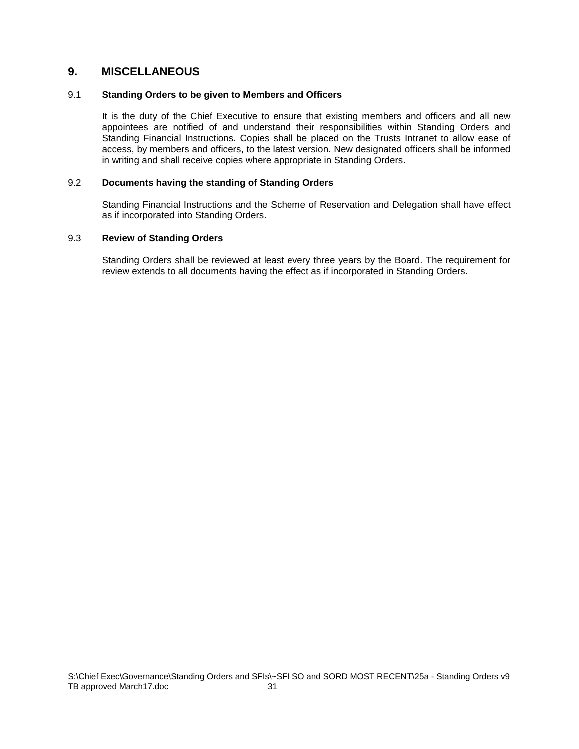## 9. MISCELLANEOUS

### 9.1 Standing Orders to be given to Members and Officers

It is the duty of the Chief Executive to ensure that existing members and officers and all new appointees are notified of and understand their responsibilities within Standing Orders and Standing Financial Instructions. Copies shall be placed on the Trusts Intranet to allow ease of access, by members and officers, to the latest version. New designated officers shall be informed in writing and shall receive copies where appropriate in Standing Orders.

### 9.2 Documents having the standing of Standing Orders

Standing Financial Instructions and the Scheme of Reservation and Delegation shall have effect as if incorporated into Standing Orders.

### 9.3 Review of Standing Orders

Standing Orders shall be reviewed at least every three years by the Board. The requirement for review extends to all documents having the effect as if incorporated in Standing Orders.